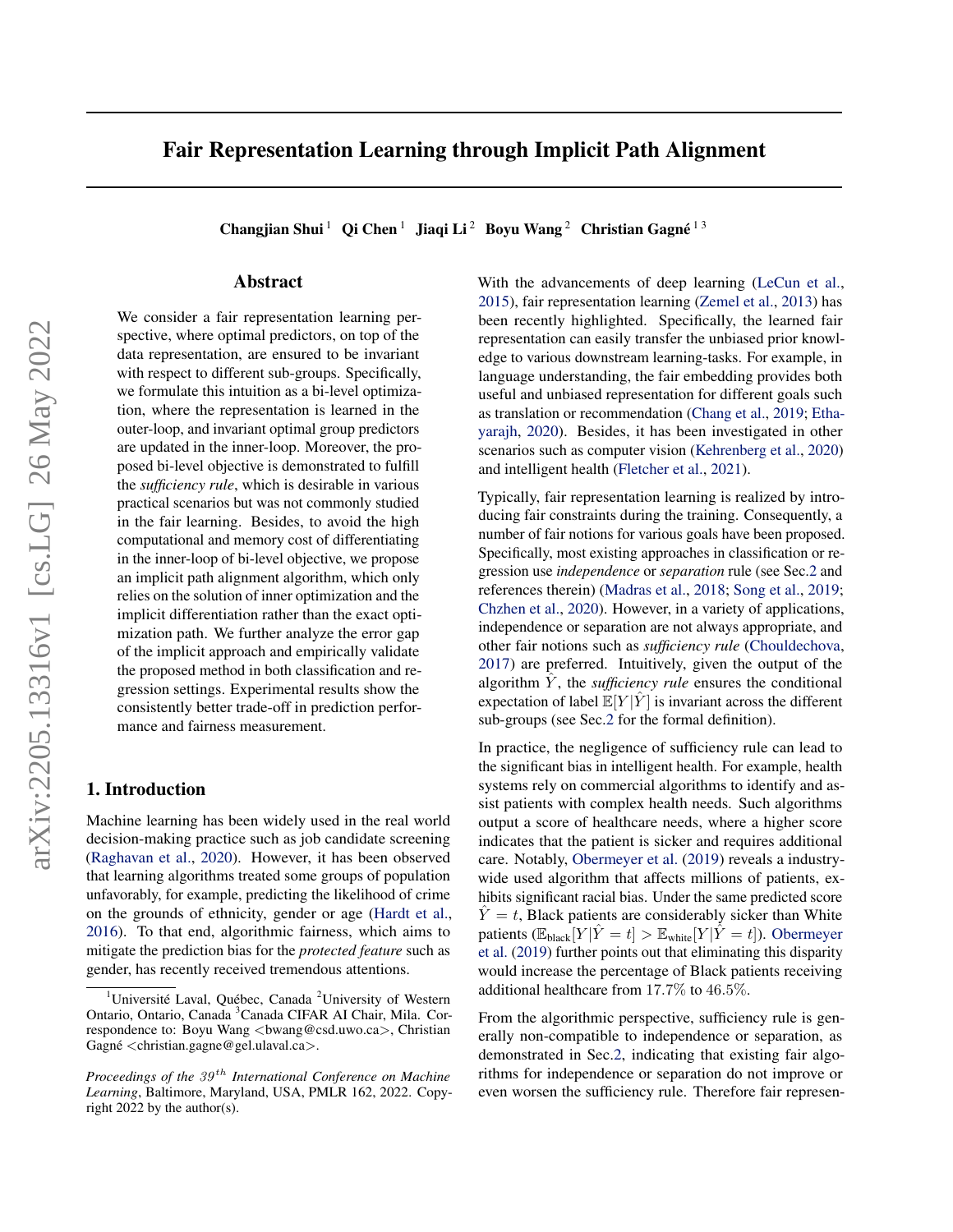# Fair Representation Learning through Implicit Path Alignment

**Changjian Shui** [1] **Qi Chen** [1] **Jiaqi Li** [2] **Boyu Wang** [2] **Christian Gagné** [1 3]

## Abstract

We consider a fair representation learning perspective, where optimal predictors, on top of the data representation, are ensured to be invariant with respect to different sub-groups. Specifically, we formulate this intuition as a bi-level optimization, where the representation is learned in the outer-loop, and invariant optimal group predictors are updated in the inner-loop. Moreover, the proposed bi-level objective is demonstrated to fulfill the *sufficiency rule*, which is desirable in various practical scenarios but was not commonly studied in the fair learning. Besides, to avoid the high computational and memory cost of differentiating in the inner-loop of bi-level objective, we propose an implicit path alignment algorithm, which only relies on the solution of inner optimization and the implicit differentiation rather than the exact optimization path. We further analyze the error gap of the implicit approach and empirically validate the proposed method in both classification and regression settings. Experimental results show the consistently better trade-off in prediction performance and fairness measurement.

## 1. Introduction

Machine learning has been widely used in the real world decision-making practice such as job candidate screening (Raghavan et al., 2020). However, it has been observed that learning algorithms treated some groups of population unfavorably, for example, predicting the likelihood of crime on the grounds of ethnicity, gender or age (Hardt et al., 2016). To that end, algorithmic fairness, which aims to mitigate the prediction bias for the *protected feature* such as gender, has recently received tremendous attentions.

With the advancements of deep learning (LeCun et al., 2015), fair representation learning (Zemel et al., 2013) has been recently highlighted. Specifically, the learned fair representation can easily transfer the unbiased prior knowledge to various downstream learning-tasks. For example, in language understanding, the fair embedding provides both useful and unbiased representation for different goals such as translation or recommendation (Chang et al., 2019; Ethayarajh, 2020). Besides, it has been investigated in other scenarios such as computer vision (Kehrenberg et al., 2020) and intelligent health (Fletcher et al., 2021).

Typically, fair representation learning is realized by introducing fair constraints during the training. Consequently, a number of fair notions for various goals have been proposed. Specifically, most existing approaches in classification or regression use *independence* or *separation* rule (see Sec.2 and references therein) (Madras et al., 2018; Song et al., 2019; Chzhen et al., 2020). However, in a variety of applications, independence or separation are not always appropriate, and other fair notions such as *sufficiency rule* (Chouldechova, 2017) are preferred. Intuitively, given the output of the algorithm $\hat{Y}$, the *sufficiency rule* ensures the conditional expectation of label $\mathbb{E}[Y|\hat{Y}]$ is invariant across the different sub-groups (see Sec.2 for the formal definition).

In practice, the negligence of sufficiency rule can lead to the significant bias in intelligent health. For example, health systems rely on commercial algorithms to identify and assist patients with complex health needs. Such algorithms output a score of healthcare needs, where a higher score indicates that the patient is sicker and requires additional care. Notably, Obermeyer et al. (2019) reveals a industry-wide used algorithm that affects millions of patients, exhibits significant racial bias. Under the same predicted score $\hat{Y} = t$, Black patients are considerably sicker than White patients ($\mathbb{E}_{\text{black}}[Y|\hat{Y} = t] > \mathbb{E}_{\text{white}}[Y|\hat{Y} = t]$). Obermeyer et al. (2019) further points out that eliminating this disparity would increase the percentage of Black patients receiving additional healthcare from $17.7\%$ to $46.5\%$.

From the algorithmic perspective, sufficiency rule is generally non-compatible to independence or separation, as demonstrated in Sec.2, indicating that existing fair algorithms for independence or separation do not improve or even worsen the sufficiency rule. Therefore fair represen-

---

[1] Université Laval, Québec, Canada [2] University of Western Ontario, Ontario, Canada [3] Canada CIFAR AI Chair, Mila. Correspondence to: Boyu Wang <bwang@csd.uwo.ca>, Christian Gagné <christian.gagne@gel.ulaval.ca>.

*Proceedings of the 39th International Conference on Machine Learning*, Baltimore, Maryland, USA, PMLR 162, 2022. Copyright 2022 by the author(s).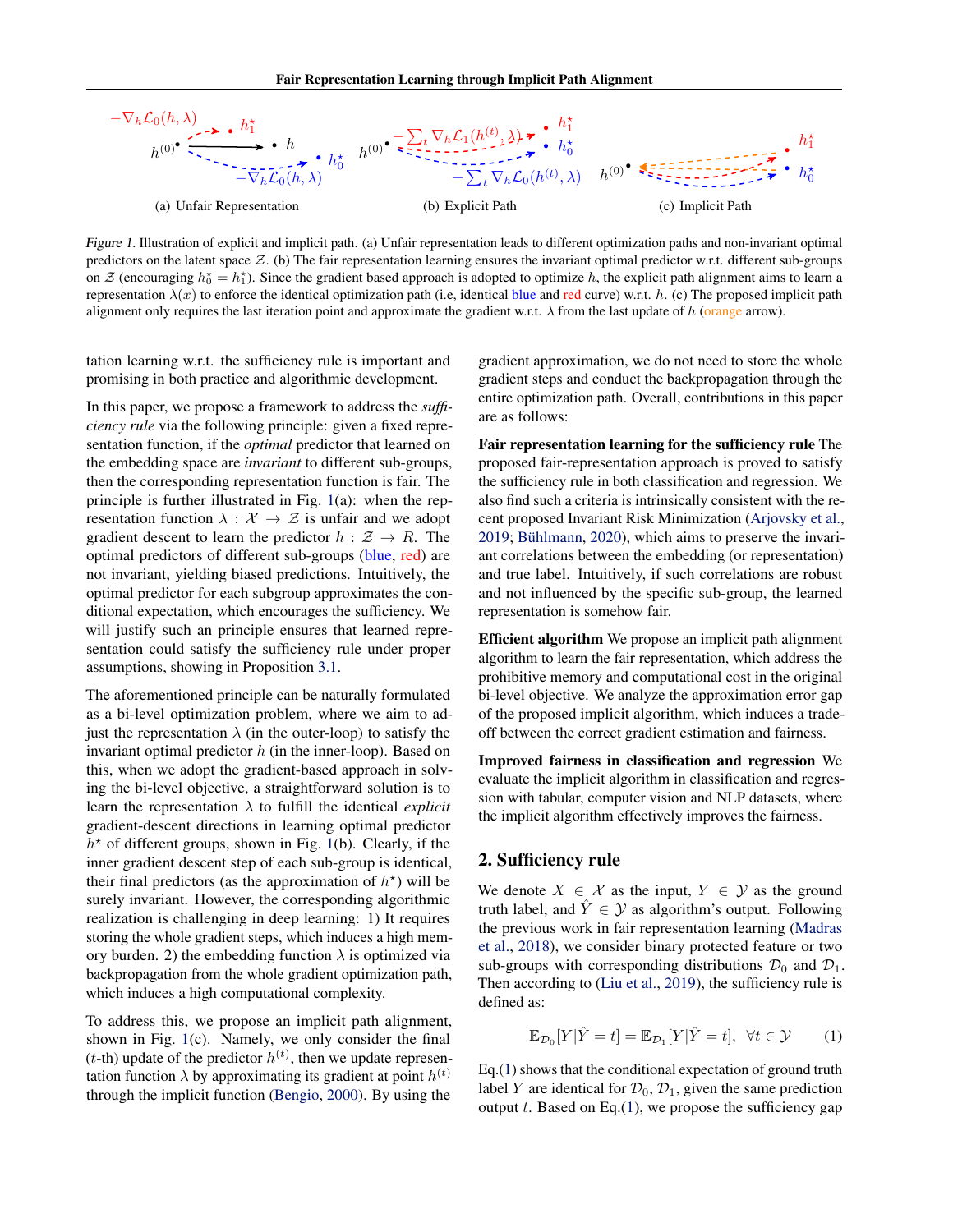(a) Unfair Representation (b) Explicit Path (c) Implicit Path

*Figure 1.* Illustration of explicit and implicit path. (a) Unfair representation leads to different optimization paths and non-invariant optimal predictors on the latent space $\mathcal{Z}$. (b) The fair representation learning ensures the invariant optimal predictor w.r.t. different sub-groups on $\mathcal{Z}$ (encouraging $h_0^\star = h_1^\star$). Since the gradient based approach is adopted to optimize $h$, the explicit path alignment aims to learn a representation $\lambda(x)$ to enforce the identical optimization path (i.e, identical blue and red curve) w.r.t. $h$. (c) The proposed implicit path alignment only requires the last iteration point and approximate the gradient w.r.t. $\lambda$ from the last update of $h$ (orange arrow).

tation learning w.r.t. the sufficiency rule is important and promising in both practice and algorithmic development.

In this paper, we propose a framework to address the *sufficiency rule* via the following principle: given a fixed representation function, if the *optimal* predictor that learned on the embedding space are *invariant* to different sub-groups, then the corresponding representation function is fair. The principle is further illustrated in Fig. 1(a): when the representation function $\lambda : \mathcal{X} \to \mathcal{Z}$ is unfair and we adopt gradient descent to learn the predictor $h : \mathcal{Z} \to R$. The optimal predictors of different sub-groups (blue, red) are not invariant, yielding biased predictions. Intuitively, the optimal predictor for each subgroup approximates the conditional expectation, which encourages the sufficiency. We will justify such an principle ensures that learned representation could satisfy the sufficiency rule under proper assumptions, showing in Proposition 3.1.

The aforementioned principle can be naturally formulated as a bi-level optimization problem, where we aim to adjust the representation $\lambda$ (in the outer-loop) to satisfy the invariant optimal predictor $h$ (in the inner-loop). Based on this, when we adopt the gradient-based approach in solving the bi-level objective, a straightforward solution is to learn the representation $\lambda$ to fulfill the identical *explicit* gradient-descent directions in learning optimal predictor $h^\star$ of different groups, shown in Fig. 1(b). Clearly, if the inner gradient descent step of each sub-group is identical, their final predictors (as the approximation of $h^\star$) will be surely invariant. However, the corresponding algorithmic realization is challenging in deep learning: 1) It requires storing the whole gradient steps, which induces a high memory burden. 2) the embedding function $\lambda$ is optimized via backpropagation from the whole gradient optimization path, which induces a high computational complexity.

To address this, we propose an implicit path alignment, shown in Fig. 1(c). Namely, we only consider the final ($t$-th) update of the predictor $h^{(t)}$, then we update representation function $\lambda$ by approximating its gradient at point $h^{(t)}$ through the implicit function (Bengio, 2000). By using the gradient approximation, we do not need to store the whole gradient steps and conduct the backpropagation through the entire optimization path. Overall, contributions in this paper are as follows:

**Fair representation learning for the sufficiency rule** The proposed fair-representation approach is proved to satisfy the sufficiency rule in both classification and regression. We also find such a criteria is intrinsically consistent with the recent proposed Invariant Risk Minimization (Arjovsky et al., 2019; Bühlmann, 2020), which aims to preserve the invariant correlations between the embedding (or representation) and true label. Intuitively, if such correlations are robust and not influenced by the specific sub-group, the learned representation is somehow fair.

**Efficient algorithm** We propose an implicit path alignment algorithm to learn the fair representation, which address the prohibitive memory and computational cost in the original bi-level objective. We analyze the approximation error gap of the proposed implicit algorithm, which induces a trade-off between the correct gradient estimation and fairness.

**Improved fairness in classification and regression** We evaluate the implicit algorithm in classification and regression with tabular, computer vision and NLP datasets, where the implicit algorithm effectively improves the fairness.

## 2. Sufficiency rule

We denote $X \in \mathcal{X}$ as the input, $Y \in \mathcal{Y}$ as the ground truth label, and $\hat{Y} \in \mathcal{Y}$ as algorithm's output. Following the previous work in fair representation learning (Madras et al., 2018), we consider binary protected feature or two sub-groups with corresponding distributions $\mathcal{D}_0$ and $\mathcal{D}_1$. Then according to (Liu et al., 2019), the sufficiency rule is defined as:

$$\mathbb{E}_{\mathcal{D}_0}[Y|\hat{Y} = t] = \mathbb{E}_{\mathcal{D}_1}[Y|\hat{Y} = t], \ \ \forall t \in \mathcal{Y} \tag{1}$$

Eq.(1) shows that the conditional expectation of ground truth label $Y$ are identical for $\mathcal{D}_0$, $\mathcal{D}_1$, given the same prediction output $t$. Based on Eq.(1), we propose the sufficiency gap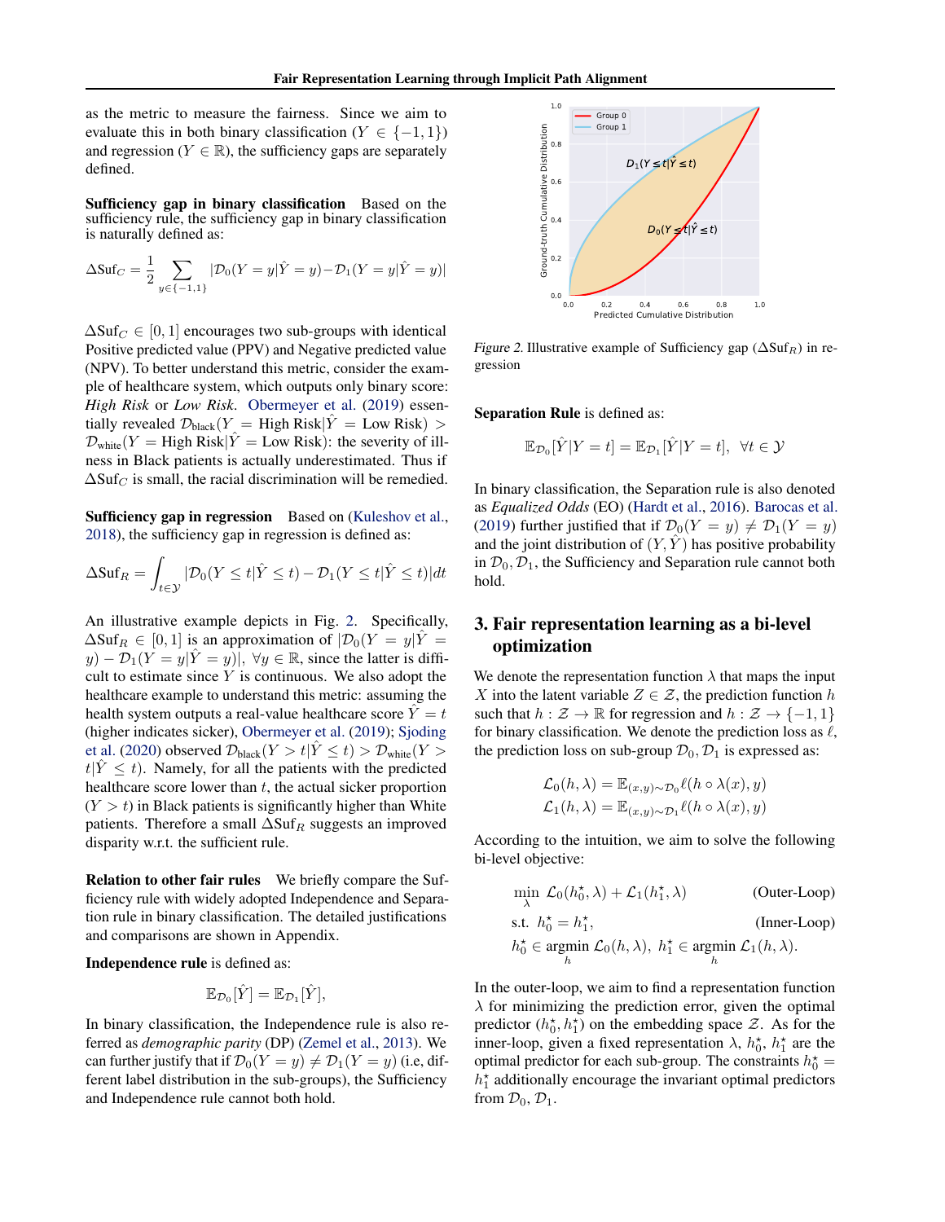as the metric to measure the fairness. Since we aim to evaluate this in both binary classification ($Y \in \{-1, 1\}$) and regression ($Y \in \mathbb{R}$), the sufficiency gaps are separately defined.

**Sufficiency gap in binary classification** Based on the sufficiency rule, the sufficiency gap in binary classification is naturally defined as:

$$\Delta \text{Suf}_C = \frac{1}{2} \sum_{y \in \{-1,1\}} |\mathcal{D}_0(Y = y|\hat{Y} = y) - \mathcal{D}_1(Y = y|\hat{Y} = y)|$$

$\Delta \text{Suf}_C \in [0, 1]$ encourages two sub-groups with identical Positive predicted value (PPV) and Negative predicted value (NPV). To better understand this metric, consider the example of healthcare system, which outputs only binary score: *High Risk* or *Low Risk*. Obermeyer et al. (2019) essentially revealed $\mathcal{D}_{\text{black}}(Y = \text{High Risk}|\hat{Y} = \text{Low Risk}) > \mathcal{D}_{\text{white}}(Y = \text{High Risk}|\hat{Y} = \text{Low Risk})$: the severity of illness in Black patients is actually underestimated. Thus if $\Delta \text{Suf}_C$ is small, the racial discrimination will be remedied.

**Sufficiency gap in regression** Based on (Kuleshov et al., 2018), the sufficiency gap in regression is defined as:

$$\Delta \text{Suf}_R = \int_{t \in \mathcal{Y}} |\mathcal{D}_0(Y \leq t|\hat{Y} \leq t) - \mathcal{D}_1(Y \leq t|\hat{Y} \leq t)| dt$$

An illustrative example depicts in Fig. 2. Specifically, $\Delta \text{Suf}_R \in [0, 1]$ is an approximation of $|\mathcal{D}_0(Y = y|\hat{Y} = y) - \mathcal{D}_1(Y = y|\hat{Y} = y)|$, $\forall y \in \mathbb{R}$, since the latter is difficult to estimate since $Y$ is continuous. We also adopt the healthcare example to understand this metric: assuming the health system outputs a real-value healthcare score $\hat{Y} = t$ (higher indicates sicker), Obermeyer et al. (2019); Sjoding et al. (2020) observed $\mathcal{D}_{\text{black}}(Y > t|\hat{Y} \leq t) > \mathcal{D}_{\text{white}}(Y > t|\hat{Y} \leq t)$. Namely, for all the patients with the predicted healthcare score lower than $t$, the actual sicker proportion ($Y > t$) in Black patients is significantly higher than White patients. Therefore a small $\Delta \text{Suf}_R$ suggests an improved disparity w.r.t. the sufficient rule.

**Relation to other fair rules** We briefly compare the Sufficiency rule with widely adopted Independence and Separation rule in binary classification. The detailed justifications and comparisons are shown in Appendix.

**Independence rule** is defined as:

$$\mathbb{E}_{\mathcal{D}_0}[\hat{Y}] = \mathbb{E}_{\mathcal{D}_1}[\hat{Y}],$$

In binary classification, the Independence rule is also referred as *demographic parity* (DP) (Zemel et al., 2013). We can further justify that if $\mathcal{D}_0(Y = y) \neq \mathcal{D}_1(Y = y)$ (i.e, different label distribution in the sub-groups), the Sufficiency and Independence rule cannot both hold.

*Figure 2.* Illustrative example of Sufficiency gap ($\Delta \text{Suf}_R$) in regression

**Separation Rule** is defined as:

$$\mathbb{E}_{\mathcal{D}_0}[\hat{Y}|Y = t] = \mathbb{E}_{\mathcal{D}_1}[\hat{Y}|Y = t], \;\; \forall t \in \mathcal{Y}$$

In binary classification, the Separation rule is also denoted as *Equalized Odds* (EO) (Hardt et al., 2016). Barocas et al. (2019) further justified that if $\mathcal{D}_0(Y = y) \neq \mathcal{D}_1(Y = y)$ and the joint distribution of $(Y, \hat{Y})$ has positive probability in $\mathcal{D}_0, \mathcal{D}_1$, the Sufficiency and Separation rule cannot both hold.

## 3. Fair representation learning as a bi-level optimization

We denote the representation function $\lambda$ that maps the input $X$ into the latent variable $Z \in \mathcal{Z}$, the prediction function $h$ such that $h : \mathcal{Z} \to \mathbb{R}$ for regression and $h : \mathcal{Z} \to \{-1, 1\}$ for binary classification. We denote the prediction loss as $\ell$, the prediction loss on sub-group $\mathcal{D}_0, \mathcal{D}_1$ is expressed as:

$$\mathcal{L}_0(h, \lambda) = \mathbb{E}_{(x,y) \sim \mathcal{D}_0} \ell(h \circ \lambda(x), y)$$
$$\mathcal{L}_1(h, \lambda) = \mathbb{E}_{(x,y) \sim \mathcal{D}_1} \ell(h \circ \lambda(x), y)$$

According to the intuition, we aim to solve the following bi-level objective:

$$\min_{\lambda} \; \mathcal{L}_0(h_0^\star, \lambda) + \mathcal{L}_1(h_1^\star, \lambda) \qquad \text{(Outer-Loop)}$$
$$\text{s.t.} \;\; h_0^\star = h_1^\star, \qquad \text{(Inner-Loop)}$$
$$h_0^\star \in \underset{h}{\text{argmin}} \; \mathcal{L}_0(h, \lambda), \; h_1^\star \in \underset{h}{\text{argmin}} \; \mathcal{L}_1(h, \lambda).$$

In the outer-loop, we aim to find a representation function $\lambda$ for minimizing the prediction error, given the optimal predictor $(h_0^\star, h_1^\star)$ on the embedding space $\mathcal{Z}$. As for the inner-loop, given a fixed representation $\lambda$, $h_0^\star$, $h_1^\star$ are the optimal predictor for each sub-group. The constraints $h_0^\star = h_1^\star$ additionally encourage the invariant optimal predictors from $\mathcal{D}_0$, $\mathcal{D}_1$.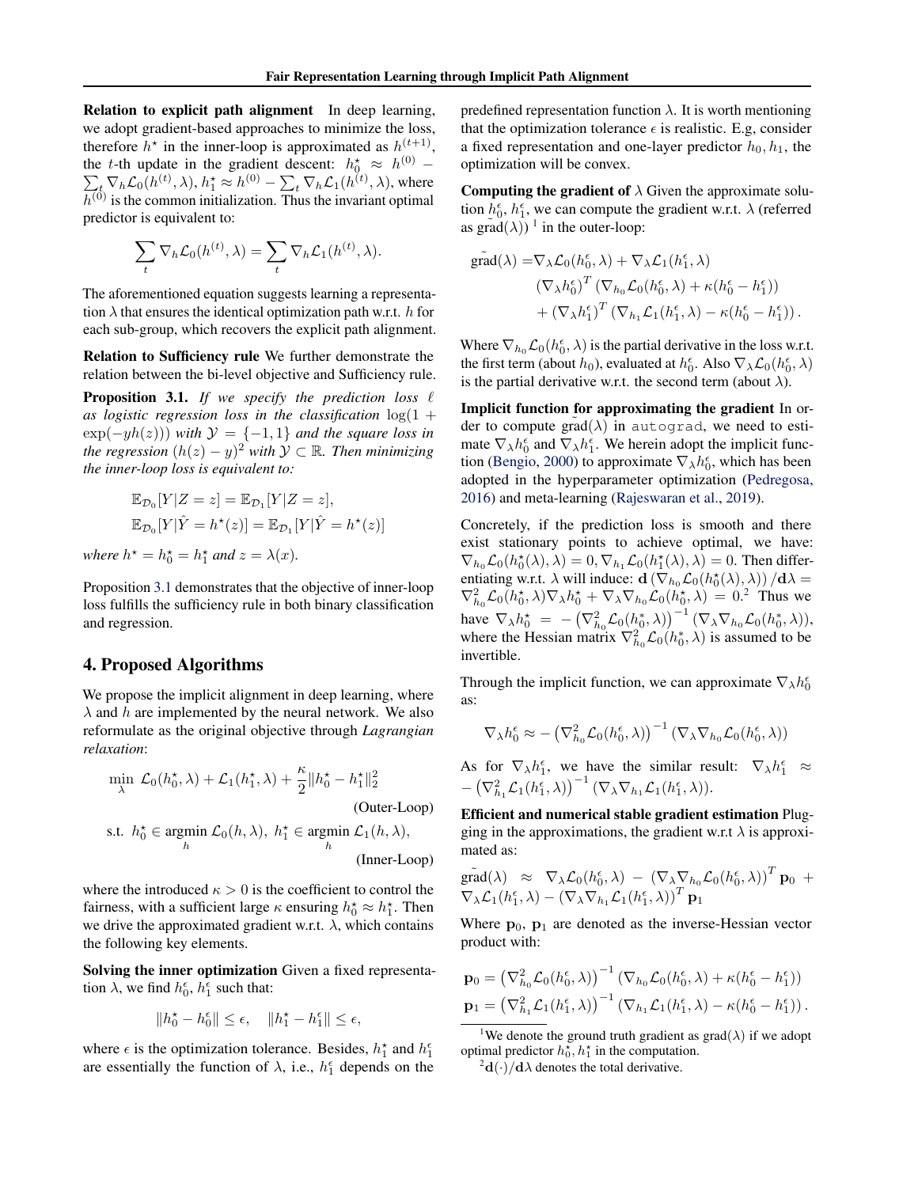**Relation to explicit path alignment** In deep learning, we adopt gradient-based approaches to minimize the loss, therefore $h^\star$ in the inner-loop is approximated as $h^{(t+1)}$, the $t$-th update in the gradient descent: $h_0^\star \approx h^{(0)} - \sum_t \nabla_h \mathcal{L}_0(h^{(t)}, \lambda)$, $h_1^\star \approx h^{(0)} - \sum_t \nabla_h \mathcal{L}_1(h^{(t)}, \lambda)$, where $h^{(0)}$ is the common initialization. Thus the invariant optimal predictor is equivalent to:

$$\sum_t \nabla_h \mathcal{L}_0(h^{(t)}, \lambda) = \sum_t \nabla_h \mathcal{L}_1(h^{(t)}, \lambda).$$

The aforementioned equation suggests learning a representation $\lambda$ that ensures the identical optimization path w.r.t. $h$ for each sub-group, which recovers the explicit path alignment.

**Relation to Sufficiency rule** We further demonstrate the relation between the bi-level objective and Sufficiency rule.

**Proposition 3.1.** *If we specify the prediction loss $\ell$ as logistic regression loss in the classification $\log(1 + \exp(-yh(z)))$ with $\mathcal{Y} = \{-1, 1\}$ and the square loss in the regression $(h(z) - y)^2$ with $\mathcal{Y} \subset \mathbb{R}$. Then minimizing the inner-loop loss is equivalent to:*

$$\mathbb{E}_{\mathcal{D}_0}[Y|Z = z] = \mathbb{E}_{\mathcal{D}_1}[Y|Z = z],$$
$$\mathbb{E}_{\mathcal{D}_0}[Y|\hat{Y} = h^\star(z)] = \mathbb{E}_{\mathcal{D}_1}[Y|\hat{Y} = h^\star(z)]$$

*where $h^\star = h_0^\star = h_1^\star$ and $z = \lambda(x)$.*

Proposition 3.1 demonstrates that the objective of inner-loop loss fulfills the sufficiency rule in both binary classification and regression.

## 4. Proposed Algorithms

We propose the implicit alignment in deep learning, where $\lambda$ and $h$ are implemented by the neural network. We also reformulate as the original objective through *Lagrangian relaxation*:

$$\min_\lambda \; \mathcal{L}_0(h_0^\star, \lambda) + \mathcal{L}_1(h_1^\star, \lambda) + \frac{\kappa}{2}\|h_0^\star - h_1^\star\|_2^2 \quad \text{(Outer-Loop)}$$

$$\text{s.t.} \;\; h_0^\star \in \operatorname*{argmin}_h \mathcal{L}_0(h, \lambda), \; h_1^\star \in \operatorname*{argmin}_h \mathcal{L}_1(h, \lambda), \quad \text{(Inner-Loop)}$$

where the introduced $\kappa > 0$ is the coefficient to control the fairness, with a sufficient large $\kappa$ ensuring $h_0^\star \approx h_1^\star$. Then we drive the approximated gradient w.r.t. $\lambda$, which contains the following key elements.

**Solving the inner optimization** Given a fixed representation $\lambda$, we find $h_0^\epsilon$, $h_1^\epsilon$ such that:

$$\|h_0^\star - h_0^\epsilon\| \leq \epsilon, \quad \|h_1^\star - h_1^\epsilon\| \leq \epsilon,$$

where $\epsilon$ is the optimization tolerance. Besides, $h_1^\star$ and $h_1^\epsilon$ are essentially the function of $\lambda$, i.e., $h_1^\epsilon$ depends on the predefined representation function $\lambda$. It is worth mentioning that the optimization tolerance $\epsilon$ is realistic. E.g, consider a fixed representation and one-layer predictor $h_0, h_1$, the optimization will be convex.

**Computing the gradient of $\lambda$** Given the approximate solution $h_0^\epsilon$, $h_1^\epsilon$, we can compute the gradient w.r.t. $\lambda$ (referred as $\tilde{\text{grad}}(\lambda)$) [1] in the outer-loop:

$$\begin{aligned}
\tilde{\text{grad}}(\lambda) =& \nabla_\lambda \mathcal{L}_0(h_0^\epsilon, \lambda) + \nabla_\lambda \mathcal{L}_1(h_1^\epsilon, \lambda) \\
& (\nabla_\lambda h_0^\epsilon)^T \left(\nabla_{h_0} \mathcal{L}_0(h_0^\epsilon, \lambda) + \kappa(h_0^\epsilon - h_1^\epsilon)\right) \\
& + (\nabla_\lambda h_1^\epsilon)^T \left(\nabla_{h_1} \mathcal{L}_1(h_1^\epsilon, \lambda) - \kappa(h_0^\epsilon - h_1^\epsilon)\right).
\end{aligned}$$

Where $\nabla_{h_0} \mathcal{L}_0(h_0^\epsilon, \lambda)$ is the partial derivative in the loss w.r.t. the first term (about $h_0$), evaluated at $h_0^\epsilon$. Also $\nabla_\lambda \mathcal{L}_0(h_0^\epsilon, \lambda)$ is the partial derivative w.r.t. the second term (about $\lambda$).

**Implicit function for approximating the gradient** In order to compute $\tilde{\text{grad}}(\lambda)$ in `autograd`, we need to estimate $\nabla_\lambda h_0^\epsilon$ and $\nabla_\lambda h_1^\epsilon$. We herein adopt the implicit function (Bengio, 2000) to approximate $\nabla_\lambda h_0^\epsilon$, which has been adopted in the hyperparameter optimization (Pedregosa, 2016) and meta-learning (Rajeswaran et al., 2019).

Concretely, if the prediction loss is smooth and there exist stationary points to achieve optimal, we have: $\nabla_{h_0} \mathcal{L}_0(h_0^\star(\lambda), \lambda) = 0, \nabla_{h_1} \mathcal{L}_0(h_1^\star(\lambda), \lambda) = 0$. Then differentiating w.r.t. $\lambda$ will induce: $\mathbf{d}\left(\nabla_{h_0} \mathcal{L}_0(h_0^\star(\lambda), \lambda)\right)/\mathbf{d}\lambda = \nabla_{h_0}^2 \mathcal{L}_0(h_0^\star, \lambda) \nabla_\lambda h_0^\star + \nabla_\lambda \nabla_{h_0} \mathcal{L}_0(h_0^\star, \lambda) = 0$.[2] Thus we have $\nabla_\lambda h_0^\star = -\left(\nabla_{h_0}^2 \mathcal{L}_0(h_0^*, \lambda)\right)^{-1} \left(\nabla_\lambda \nabla_{h_0} \mathcal{L}_0(h_0^*, \lambda)\right)$, where the Hessian matrix $\nabla_{h_0}^2 \mathcal{L}_0(h_0^*, \lambda)$ is assumed to be invertible.

Through the implicit function, we can approximate $\nabla_\lambda h_0^\epsilon$ as:

$$\nabla_\lambda h_0^\epsilon \approx -\left(\nabla_{h_0}^2 \mathcal{L}_0(h_0^\epsilon, \lambda)\right)^{-1} \left(\nabla_\lambda \nabla_{h_0} \mathcal{L}_0(h_0^\epsilon, \lambda)\right)$$

As for $\nabla_\lambda h_1^\epsilon$, we have the similar result: $\nabla_\lambda h_1^\epsilon \approx -\left(\nabla_{h_1}^2 \mathcal{L}_1(h_1^\epsilon, \lambda)\right)^{-1} \left(\nabla_\lambda \nabla_{h_1} \mathcal{L}_1(h_1^\epsilon, \lambda)\right)$.

**Efficient and numerical stable gradient estimation** Plugging in the approximations, the gradient w.r.t $\lambda$ is approximated as:

$$\tilde{\text{grad}}(\lambda) \approx \nabla_\lambda \mathcal{L}_0(h_0^\epsilon, \lambda) - \left(\nabla_\lambda \nabla_{h_0} \mathcal{L}_0(h_0^\epsilon, \lambda)\right)^T \mathbf{p}_0 + \nabla_\lambda \mathcal{L}_1(h_1^\epsilon, \lambda) - \left(\nabla_\lambda \nabla_{h_1} \mathcal{L}_1(h_1^\epsilon, \lambda)\right)^T \mathbf{p}_1$$

Where $\mathbf{p}_0$, $\mathbf{p}_1$ are denoted as the inverse-Hessian vector product with:

$$\mathbf{p}_0 = \left(\nabla_{h_0}^2 \mathcal{L}_0(h_0^\epsilon, \lambda)\right)^{-1} \left(\nabla_{h_0} \mathcal{L}_0(h_0^\epsilon, \lambda) + \kappa(h_0^\epsilon - h_1^\epsilon)\right)$$
$$\mathbf{p}_1 = \left(\nabla_{h_1}^2 \mathcal{L}_1(h_1^\epsilon, \lambda)\right)^{-1} \left(\nabla_{h_1} \mathcal{L}_1(h_1^\epsilon, \lambda) - \kappa(h_0^\epsilon - h_1^\epsilon)\right).$$

---

[1] We denote the ground truth gradient as $\text{grad}(\lambda)$ if we adopt optimal predictor $h_0^\star, h_1^\star$ in the computation.

[2] $\mathbf{d}(\cdot)/\mathbf{d}\lambda$ denotes the total derivative.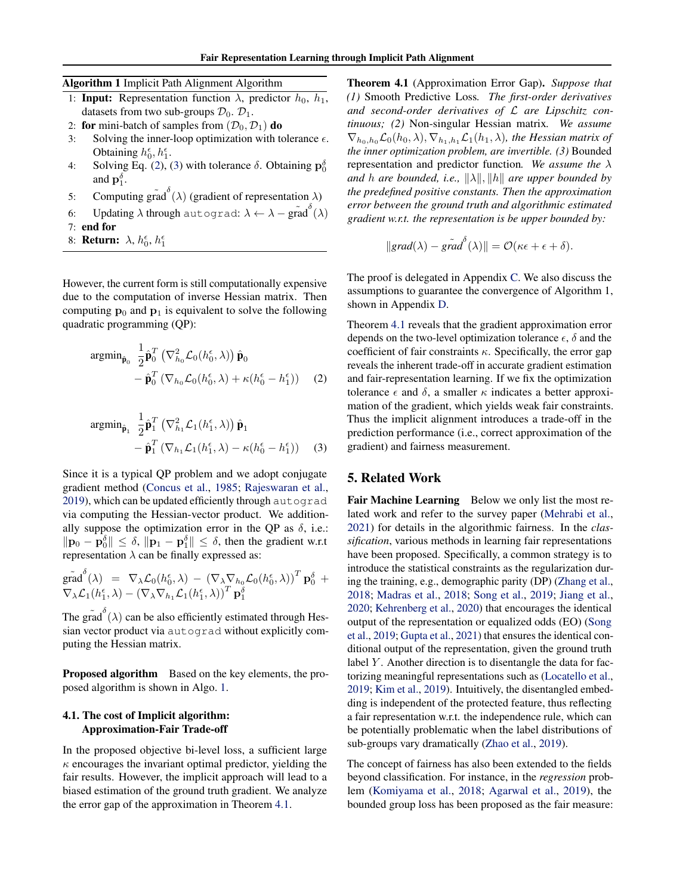**Algorithm 1** Implicit Path Alignment Algorithm

1: **Input:** Representation function $\lambda$, predictor $h_0$, $h_1$, datasets from two sub-groups $\mathcal{D}_0$. $\mathcal{D}_1$.
2: **for** mini-batch of samples from $(\mathcal{D}_0, \mathcal{D}_1)$ **do**
3: Solving the inner-loop optimization with tolerance $\epsilon$. Obtaining $h_0^\epsilon, h_1^\epsilon$.
4: Solving Eq. (2), (3) with tolerance $\delta$. Obtaining $\mathbf{p}_0^\delta$ and $\mathbf{p}_1^\delta$.
5: Computing $\tilde{\text{grad}}^\delta(\lambda)$ (gradient of representation $\lambda$)
6: Updating $\lambda$ through `autograd`: $\lambda \leftarrow \lambda - \tilde{\text{grad}}^\delta(\lambda)$
7: **end for**
8: **Return:** $\lambda$, $h_0^\epsilon$, $h_1^\epsilon$

However, the current form is still computationally expensive due to the computation of inverse Hessian matrix. Then computing $\mathbf{p}_0$ and $\mathbf{p}_1$ is equivalent to solve the following quadratic programming (QP):

$$\text{argmin}_{\hat{\mathbf{p}}_0} \; \frac{1}{2}\hat{\mathbf{p}}_0^T \left(\nabla^2_{h_0}\mathcal{L}_0(h_0^\epsilon, \lambda)\right)\hat{\mathbf{p}}_0 - \hat{\mathbf{p}}_0^T\left(\nabla_{h_0}\mathcal{L}_0(h_0^\epsilon,\lambda) + \kappa(h_0^\epsilon - h_1^\epsilon)\right) \quad (2)$$

$$\text{argmin}_{\hat{\mathbf{p}}_1} \; \frac{1}{2}\hat{\mathbf{p}}_1^T \left(\nabla^2_{h_1}\mathcal{L}_1(h_1^\epsilon, \lambda)\right)\hat{\mathbf{p}}_1 - \hat{\mathbf{p}}_1^T\left(\nabla_{h_1}\mathcal{L}_1(h_1^\epsilon,\lambda) - \kappa(h_0^\epsilon - h_1^\epsilon)\right) \quad (3)$$

Since it is a typical QP problem and we adopt conjugate gradient method (Concus et al., 1985; Rajeswaran et al., 2019), which can be updated efficiently through `autograd` via computing the Hessian-vector product. We additionally suppose the optimization error in the QP as $\delta$, i.e.: $\|\mathbf{p}_0 - \mathbf{p}_0^\delta\| \leq \delta$, $\|\mathbf{p}_1 - \mathbf{p}_1^\delta\| \leq \delta$, then the gradient w.r.t representation $\lambda$ can be finally expressed as:

$$\tilde{\text{grad}}^\delta(\lambda) = \nabla_\lambda\mathcal{L}_0(h_0^\epsilon,\lambda) - \left(\nabla_\lambda\nabla_{h_0}\mathcal{L}_0(h_0^\epsilon,\lambda)\right)^T\mathbf{p}_0^\delta + \nabla_\lambda\mathcal{L}_1(h_1^\epsilon,\lambda) - \left(\nabla_\lambda\nabla_{h_1}\mathcal{L}_1(h_1^\epsilon,\lambda)\right)^T\mathbf{p}_1^\delta$$

The $\tilde{\text{grad}}^\delta(\lambda)$ can be also efficiently estimated through Hessian vector product via `autograd` without explicitly computing the Hessian matrix.

**Proposed algorithm** Based on the key elements, the proposed algorithm is shown in Algo. 1.

### 4.1. The cost of Implicit algorithm: Approximation-Fair Trade-off

In the proposed objective bi-level loss, a sufficient large $\kappa$ encourages the invariant optimal predictor, yielding the fair results. However, the implicit approach will lead to a biased estimation of the ground truth gradient. We analyze the error gap of the approximation in Theorem 4.1.

**Theorem 4.1** (Approximation Error Gap). *Suppose that (1)* Smooth Predictive Loss*. The first-order derivatives and second-order derivatives of $\mathcal{L}$ are Lipschitz continuous; (2)* Non-singular Hessian matrix*. We assume $\nabla_{h_0,h_0}\mathcal{L}_0(h_0,\lambda), \nabla_{h_1,h_1}\mathcal{L}_1(h_1,\lambda)$, the Hessian matrix of the inner optimization problem, are invertible. (3)* Bounded representation and predictor function*. We assume the $\lambda$ and $h$ are bounded, i.e., $\|\lambda\|, \|h\|$ are upper bounded by the predefined positive constants. Then the approximation error between the ground truth and algorithmic estimated gradient w.r.t. the representation is be upper bounded by:*

$$\|grad(\lambda) - \tilde{grad}^\delta(\lambda)\| = \mathcal{O}(\kappa\epsilon + \epsilon + \delta).$$

The proof is delegated in Appendix C. We also discuss the assumptions to guarantee the convergence of Algorithm 1, shown in Appendix D.

Theorem 4.1 reveals that the gradient approximation error depends on the two-level optimization tolerance $\epsilon$, $\delta$ and the coefficient of fair constraints $\kappa$. Specifically, the error gap reveals the inherent trade-off in accurate gradient estimation and fair-representation learning. If we fix the optimization tolerance $\epsilon$ and $\delta$, a smaller $\kappa$ indicates a better approximation of the gradient, which yields weak fair constraints. Thus the implicit alignment introduces a trade-off in the prediction performance (i.e., correct approximation of the gradient) and fairness measurement.

## 5. Related Work

**Fair Machine Learning** Below we only list the most related work and refer to the survey paper (Mehrabi et al., 2021) for details in the algorithmic fairness. In the *classification*, various methods in learning fair representations have been proposed. Specifically, a common strategy is to introduce the statistical constraints as the regularization during the training, e.g., demographic parity (DP) (Zhang et al., 2018; Madras et al., 2018; Song et al., 2019; Jiang et al., 2020; Kehrenberg et al., 2020) that encourages the identical output of the representation or equalized odds (EO) (Song et al., 2019; Gupta et al., 2021) that ensures the identical conditional output of the representation, given the ground truth label $Y$. Another direction is to disentangle the data for factorizing meaningful representations such as (Locatello et al., 2019; Kim et al., 2019). Intuitively, the disentangled embedding is independent of the protected feature, thus reflecting a fair representation w.r.t. the independence rule, which can be potentially problematic when the label distributions of sub-groups vary dramatically (Zhao et al., 2019).

The concept of fairness has also been extended to the fields beyond classification. For instance, in the *regression* problem (Komiyama et al., 2018; Agarwal et al., 2019), the bounded group loss has been proposed as the fair measure: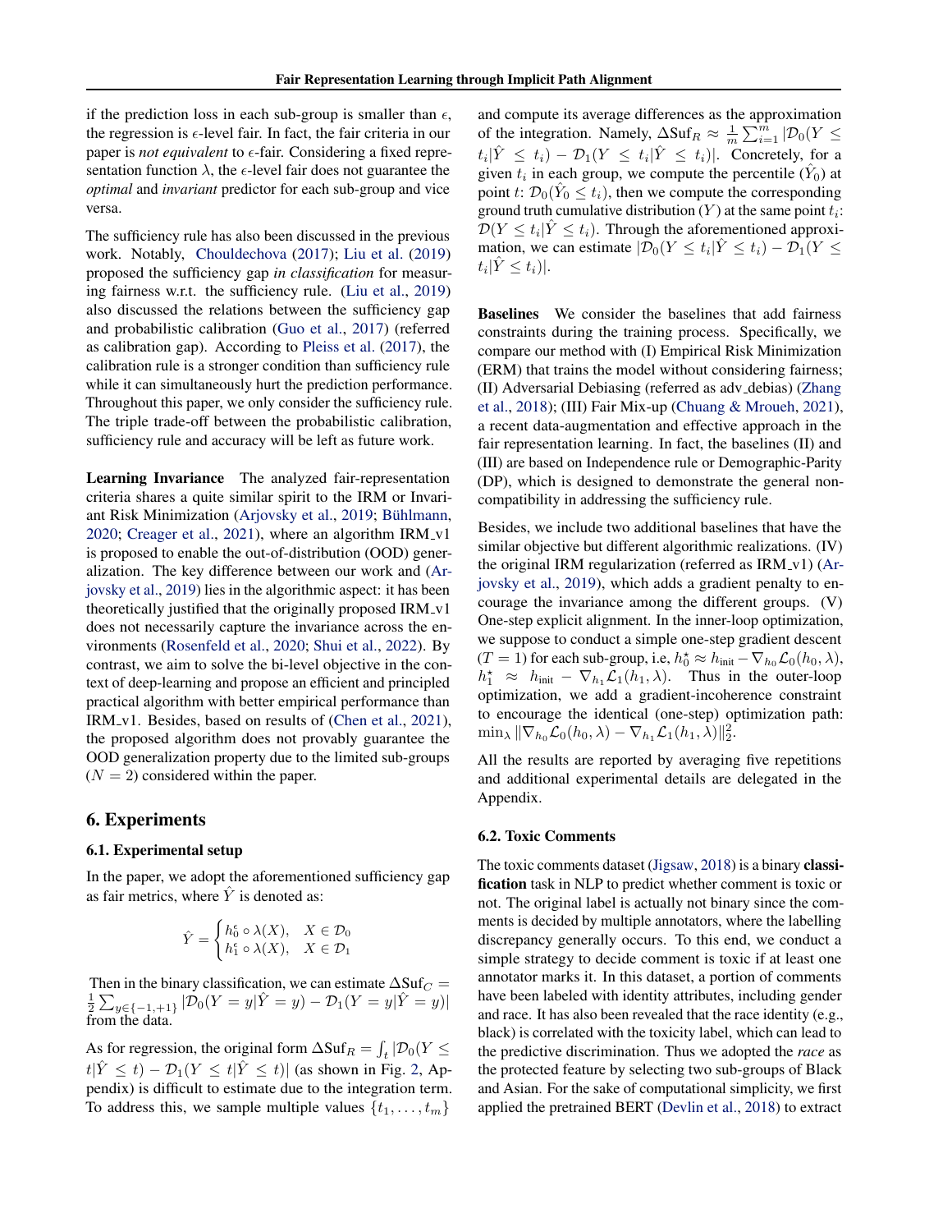if the prediction loss in each sub-group is smaller than $\epsilon$, the regression is $\epsilon$-level fair. In fact, the fair criteria in our paper is *not equivalent* to $\epsilon$-fair. Considering a fixed representation function $\lambda$, the $\epsilon$-level fair does not guarantee the *optimal* and *invariant* predictor for each sub-group and vice versa.

The sufficiency rule has also been discussed in the previous work. Notably, Chouldechova (2017); Liu et al. (2019) proposed the sufficiency gap *in classification* for measuring fairness w.r.t. the sufficiency rule. (Liu et al., 2019) also discussed the relations between the sufficiency gap and probabilistic calibration (Guo et al., 2017) (referred as calibration gap). According to Pleiss et al. (2017), the calibration rule is a stronger condition than sufficiency rule while it can simultaneously hurt the prediction performance. Throughout this paper, we only consider the sufficiency rule. The triple trade-off between the probabilistic calibration, sufficiency rule and accuracy will be left as future work.

**Learning Invariance** The analyzed fair-representation criteria shares a quite similar spirit to the IRM or Invariant Risk Minimization (Arjovsky et al., 2019; Bühlmann, 2020; Creager et al., 2021), where an algorithm IRM_v1 is proposed to enable the out-of-distribution (OOD) generalization. The key difference between our work and (Arjovsky et al., 2019) lies in the algorithmic aspect: it has been theoretically justified that the originally proposed IRM_v1 does not necessarily capture the invariance across the environments (Rosenfeld et al., 2020; Shui et al., 2022). By contrast, we aim to solve the bi-level objective in the context of deep-learning and propose an efficient and principled practical algorithm with better empirical performance than IRM_v1. Besides, based on results of (Chen et al., 2021), the proposed algorithm does not provably guarantee the OOD generalization property due to the limited sub-groups ($N = 2$) considered within the paper.

## 6. Experiments

### 6.1. Experimental setup

In the paper, we adopt the aforementioned sufficiency gap as fair metrics, where $\hat{Y}$ is denoted as:

$$\hat{Y} = \begin{cases} h_0^\epsilon \circ \lambda(X), & X \in \mathcal{D}_0 \\ h_1^\epsilon \circ \lambda(X), & X \in \mathcal{D}_1 \end{cases}$$

Then in the binary classification, we can estimate $\Delta\text{Suf}_C = \frac{1}{2}\sum_{y\in\{-1,+1\}} |\mathcal{D}_0(Y = y|\hat{Y} = y) - \mathcal{D}_1(Y = y|\hat{Y} = y)|$ from the data.

As for regression, the original form $\Delta\text{Suf}_R = \int_t |\mathcal{D}_0(Y \leq t|\hat{Y} \leq t) - \mathcal{D}_1(Y \leq t|\hat{Y} \leq t)|$ (as shown in Fig. 2, Appendix) is difficult to estimate due to the integration term. To address this, we sample multiple values $\{t_1, \dots, t_m\}$ and compute its average differences as the approximation of the integration. Namely, $\Delta\text{Suf}_R \approx \frac{1}{m}\sum_{i=1}^m |\mathcal{D}_0(Y \leq t_i|\hat{Y} \leq t_i) - \mathcal{D}_1(Y \leq t_i|\hat{Y} \leq t_i)|$. Concretely, for a given $t_i$ in each group, we compute the percentile ($\hat{Y}_0$) at point $t$: $\mathcal{D}_0(\hat{Y}_0 \leq t_i)$, then we compute the corresponding ground truth cumulative distribution ($Y$) at the same point $t_i$: $\mathcal{D}(Y \leq t_i|\hat{Y} \leq t_i)$. Through the aforementioned approximation, we can estimate $|\mathcal{D}_0(Y \leq t_i|\hat{Y} \leq t_i) - \mathcal{D}_1(Y \leq t_i|\hat{Y} \leq t_i)|$.

**Baselines** We consider the baselines that add fairness constraints during the training process. Specifically, we compare our method with (I) Empirical Risk Minimization (ERM) that trains the model without considering fairness; (II) Adversarial Debiasing (referred as adv_debias) (Zhang et al., 2018); (III) Fair Mix-up (Chuang & Mroueh, 2021), a recent data-augmentation and effective approach in the fair representation learning. In fact, the baselines (II) and (III) are based on Independence rule or Demographic-Parity (DP), which is designed to demonstrate the general non-compatibility in addressing the sufficiency rule.

Besides, we include two additional baselines that have the similar objective but different algorithmic realizations. (IV) the original IRM regularization (referred as IRM_v1) (Arjovsky et al., 2019), which adds a gradient penalty to encourage the invariance among the different groups. (V) One-step explicit alignment. In the inner-loop optimization, we suppose to conduct a simple one-step gradient descent ($T = 1$) for each sub-group, i.e, $h_0^\star \approx h_{\text{init}} - \nabla_{h_0}\mathcal{L}_0(h_0, \lambda)$, $h_1^\star \approx h_{\text{init}} - \nabla_{h_1}\mathcal{L}_1(h_1, \lambda)$. Thus in the outer-loop optimization, we add a gradient-incoherence constraint to encourage the identical (one-step) optimization path: $\min_\lambda \|\nabla_{h_0}\mathcal{L}_0(h_0, \lambda) - \nabla_{h_1}\mathcal{L}_1(h_1, \lambda)\|_2^2$.

All the results are reported by averaging five repetitions and additional experimental details are delegated in the Appendix.

### 6.2. Toxic Comments

The toxic comments dataset (Jigsaw, 2018) is a binary **classification** task in NLP to predict whether comment is toxic or not. The original label is actually not binary since the comments is decided by multiple annotators, where the labelling discrepancy generally occurs. To this end, we conduct a simple strategy to decide comment is toxic if at least one annotator marks it. In this dataset, a portion of comments have been labeled with identity attributes, including gender and race. It has also been revealed that the race identity (e.g., black) is correlated with the toxicity label, which can lead to the predictive discrimination. Thus we adopted the *race* as the protected feature by selecting two sub-groups of Black and Asian. For the sake of computational simplicity, we first applied the pretrained BERT (Devlin et al., 2018) to extract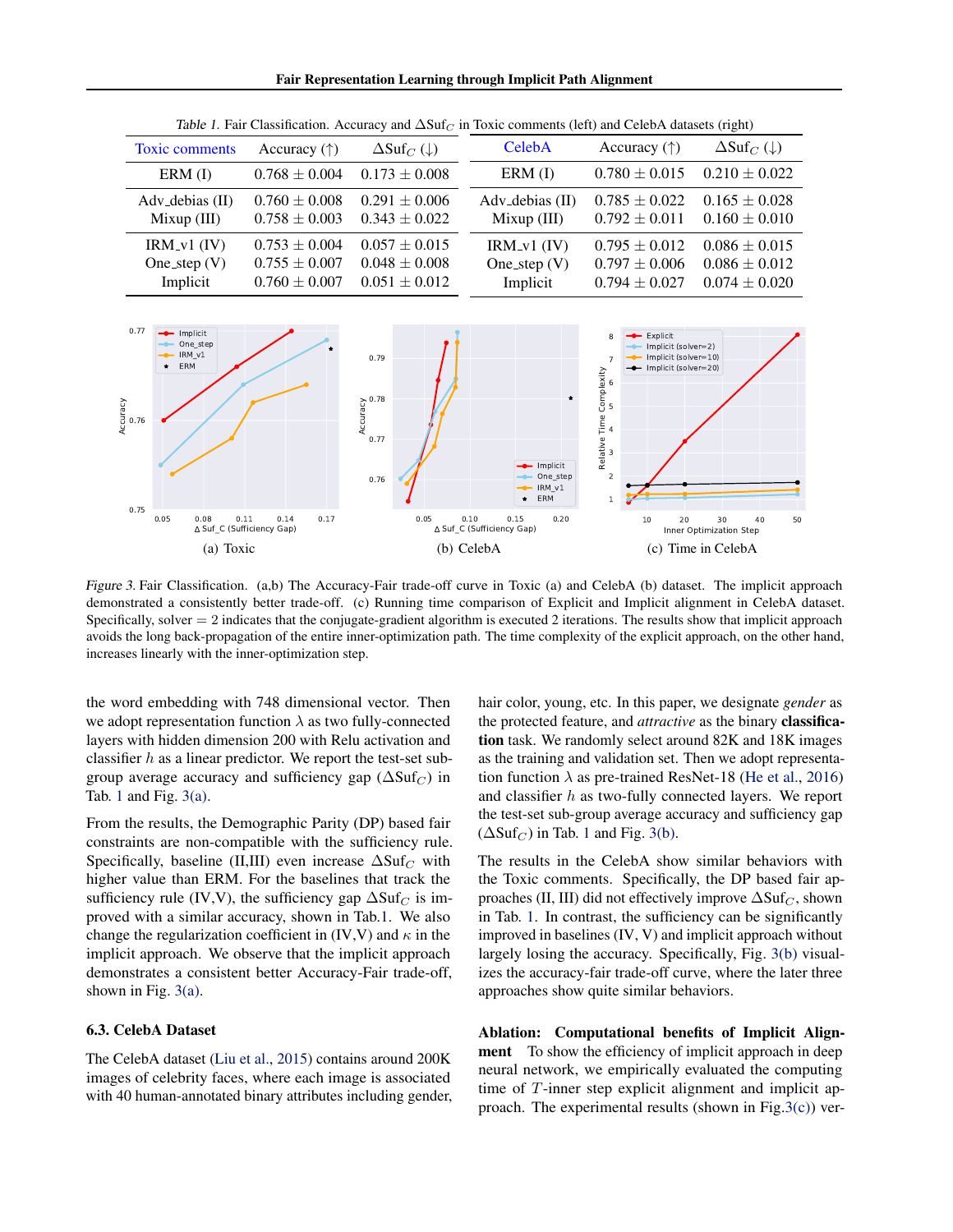*Table 1.* Fair Classification. Accuracy and $\Delta\text{Suf}_C$ in Toxic comments (left) and CelebA datasets (right)

| Toxic comments | Accuracy (↑) | $\Delta\text{Suf}_C$ (↓) | CelebA | Accuracy (↑) | $\Delta\text{Suf}_C$ (↓) |
|---|---|---|---|---|---|
| ERM (I) | 0.768 ± 0.004 | 0.173 ± 0.008 | ERM (I) | 0.780 ± 0.015 | 0.210 ± 0.022 |
| Adv_debias (II) | 0.760 ± 0.008 | 0.291 ± 0.006 | Adv_debias (II) | 0.785 ± 0.022 | 0.165 ± 0.028 |
| Mixup (III) | 0.758 ± 0.003 | 0.343 ± 0.022 | Mixup (III) | 0.792 ± 0.011 | 0.160 ± 0.010 |
| IRM_v1 (IV) | 0.753 ± 0.004 | 0.057 ± 0.015 | IRM_v1 (IV) | 0.795 ± 0.012 | 0.086 ± 0.015 |
| One_step (V) | 0.755 ± 0.007 | 0.048 ± 0.008 | One_step (V) | 0.797 ± 0.006 | 0.086 ± 0.012 |
| Implicit | 0.760 ± 0.007 | 0.051 ± 0.012 | Implicit | 0.794 ± 0.027 | 0.074 ± 0.020 |

(a) Toxic (b) CelebA (c) Time in CelebA

*Figure 3.* Fair Classification. (a,b) The Accuracy-Fair trade-off curve in Toxic (a) and CelebA (b) dataset. The implicit approach demonstrated a consistently better trade-off. (c) Running time comparison of Explicit and Implicit alignment in CelebA dataset. Specifically, solver $= 2$ indicates that the conjugate-gradient algorithm is executed 2 iterations. The results show that implicit approach avoids the long back-propagation of the entire inner-optimization path. The time complexity of the explicit approach, on the other hand, increases linearly with the inner-optimization step.

the word embedding with 748 dimensional vector. Then we adopt representation function $\lambda$ as two fully-connected layers with hidden dimension 200 with Relu activation and classifier $h$ as a linear predictor. We report the test-set subgroup average accuracy and sufficiency gap ($\Delta\text{Suf}_C$) in Tab. 1 and Fig. 3(a).

From the results, the Demographic Parity (DP) based fair constraints are non-compatible with the sufficiency rule. Specifically, baseline (II,III) even increase $\Delta\text{Suf}_C$ with higher value than ERM. For the baselines that track the sufficiency rule (IV,V), the sufficiency gap $\Delta\text{Suf}_C$ is improved with a similar accuracy, shown in Tab.1. We also change the regularization coefficient in (IV,V) and $\kappa$ in the implicit approach. We observe that the implicit approach demonstrates a consistent better Accuracy-Fair trade-off, shown in Fig. 3(a).

### 6.3. CelebA Dataset

The CelebA dataset (Liu et al., 2015) contains around 200K images of celebrity faces, where each image is associated with 40 human-annotated binary attributes including gender, hair color, young, etc. In this paper, we designate *gender* as the protected feature, and *attractive* as the binary **classification** task. We randomly select around 82K and 18K images as the training and validation set. Then we adopt representation function $\lambda$ as pre-trained ResNet-18 (He et al., 2016) and classifier $h$ as two-fully connected layers. We report the test-set sub-group average accuracy and sufficiency gap ($\Delta\text{Suf}_C$) in Tab. 1 and Fig. 3(b).

The results in the CelebA show similar behaviors with the Toxic comments. Specifically, the DP based fair approaches (II, III) did not effectively improve $\Delta\text{Suf}_C$, shown in Tab. 1. In contrast, the sufficiency can be significantly improved in baselines (IV, V) and implicit approach without largely losing the accuracy. Specifically, Fig. 3(b) visualizes the accuracy-fair trade-off curve, where the later three approaches show quite similar behaviors.

**Ablation: Computational benefits of Implicit Alignment** To show the efficiency of implicit approach in deep neural network, we empirically evaluated the computing time of $T$-inner step explicit alignment and implicit approach. The experimental results (shown in Fig.3(c)) ver-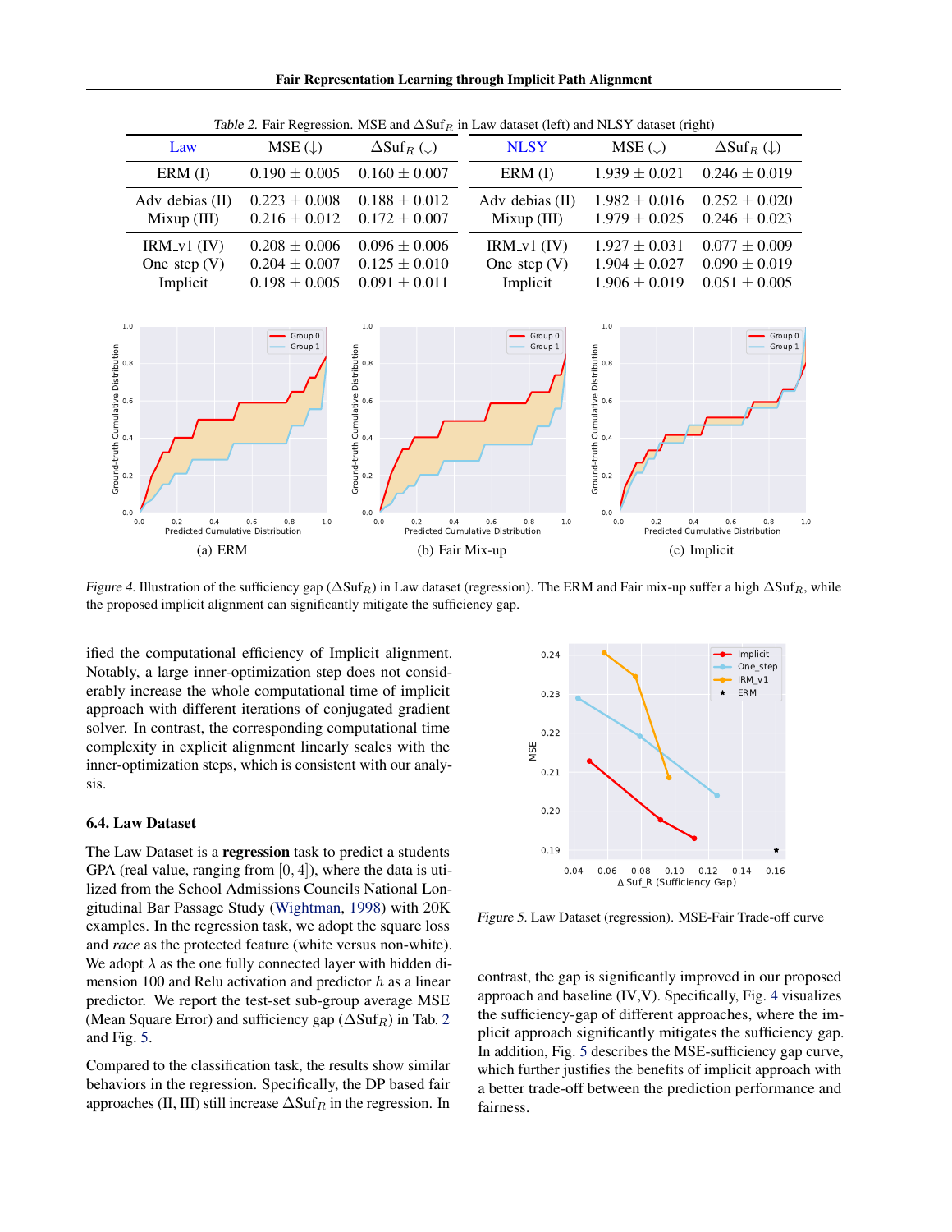Table 2. Fair Regression. MSE and $\Delta\text{Suf}_R$ in Law dataset (left) and NLSY dataset (right)

| Law | MSE (↓) | $\Delta\text{Suf}_R$ (↓) | NLSY | MSE (↓) | $\Delta\text{Suf}_R$ (↓) |
|---|---|---|---|---|---|
| ERM (I) | $0.190 \pm 0.005$ | $0.160 \pm 0.007$ | ERM (I) | $1.939 \pm 0.021$ | $0.246 \pm 0.019$ |
| Adv_debias (II) | $0.223 \pm 0.008$ | $0.188 \pm 0.012$ | Adv_debias (II) | $1.982 \pm 0.016$ | $0.252 \pm 0.020$ |
| Mixup (III) | $0.216 \pm 0.012$ | $0.172 \pm 0.007$ | Mixup (III) | $1.979 \pm 0.025$ | $0.246 \pm 0.023$ |
| IRM_v1 (IV) | $0.208 \pm 0.006$ | $0.096 \pm 0.006$ | IRM_v1 (IV) | $1.927 \pm 0.031$ | $0.077 \pm 0.009$ |
| One_step (V) | $0.204 \pm 0.007$ | $0.125 \pm 0.010$ | One_step (V) | $1.904 \pm 0.027$ | $0.090 \pm 0.019$ |
| Implicit | $0.198 \pm 0.005$ | $0.091 \pm 0.011$ | Implicit | $1.906 \pm 0.019$ | $0.051 \pm 0.005$ |

(a) ERM (b) Fair Mix-up (c) Implicit

Figure 4. Illustration of the sufficiency gap ($\Delta\text{Suf}_R$) in Law dataset (regression). The ERM and Fair mix-up suffer a high $\Delta\text{Suf}_R$, while the proposed implicit alignment can significantly mitigate the sufficiency gap.

ified the computational efficiency of Implicit alignment. Notably, a large inner-optimization step does not considerably increase the whole computational time of implicit approach with different iterations of conjugated gradient solver. In contrast, the corresponding computational time complexity in explicit alignment linearly scales with the inner-optimization steps, which is consistent with our analysis.

### 6.4. Law Dataset

The Law Dataset is a **regression** task to predict a students GPA (real value, ranging from $[0, 4]$), where the data is utilized from the School Admissions Councils National Longitudinal Bar Passage Study (Wightman, 1998) with 20K examples. In the regression task, we adopt the square loss and *race* as the protected feature (white versus non-white). We adopt $\lambda$ as the one fully connected layer with hidden dimension 100 and Relu activation and predictor $h$ as a linear predictor. We report the test-set sub-group average MSE (Mean Square Error) and sufficiency gap ($\Delta\text{Suf}_R$) in Tab. 2 and Fig. 5.

Compared to the classification task, the results show similar behaviors in the regression. Specifically, the DP based fair approaches (II, III) still increase $\Delta\text{Suf}_R$ in the regression. In contrast, the gap is significantly improved in our proposed approach and baseline (IV,V). Specifically, Fig. 4 visualizes the sufficiency-gap of different approaches, where the implicit approach significantly mitigates the sufficiency gap. In addition, Fig. 5 describes the MSE-sufficiency gap curve, which further justifies the benefits of implicit approach with a better trade-off between the prediction performance and fairness.

Figure 5. Law Dataset (regression). MSE-Fair Trade-off curve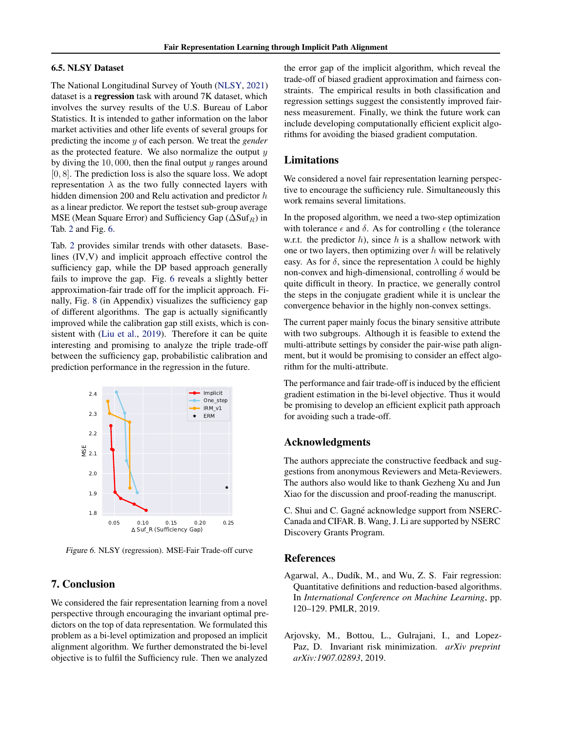### 6.5. NLSY Dataset

The National Longitudinal Survey of Youth (NLSY, 2021) dataset is a **regression** task with around 7K dataset, which involves the survey results of the U.S. Bureau of Labor Statistics. It is intended to gather information on the labor market activities and other life events of several groups for predicting the income $y$ of each person. We treat the *gender* as the protected feature. We also normalize the output $y$ by diving the $10,000$, then the final output $y$ ranges around $[0, 8]$. The prediction loss is also the square loss. We adopt representation $\lambda$ as the two fully connected layers with hidden dimension 200 and Relu activation and predictor $h$ as a linear predictor. We report the testset sub-group average MSE (Mean Square Error) and Sufficiency Gap ($\Delta\text{Suf}_R$) in Tab. 2 and Fig. 6.

Tab. 2 provides similar trends with other datasets. Baselines (IV,V) and implicit approach effective control the sufficiency gap, while the DP based approach generally fails to improve the gap. Fig. 6 reveals a slightly better approximation-fair trade off for the implicit approach. Finally, Fig. 8 (in Appendix) visualizes the sufficiency gap of different algorithms. The gap is actually significantly improved while the calibration gap still exists, which is consistent with (Liu et al., 2019). Therefore it can be quite interesting and promising to analyze the triple trade-off between the sufficiency gap, probabilistic calibration and prediction performance in the regression in the future.

*Figure 6.* NLSY (regression). MSE-Fair Trade-off curve

## 7. Conclusion

We considered the fair representation learning from a novel perspective through encouraging the invariant optimal predictors on the top of data representation. We formulated this problem as a bi-level optimization and proposed an implicit alignment algorithm. We further demonstrated the bi-level objective is to fulfil the Sufficiency rule. Then we analyzed the error gap of the implicit algorithm, which reveal the trade-off of biased gradient approximation and fairness constraints. The empirical results in both classification and regression settings suggest the consistently improved fairness measurement. Finally, we think the future work can include developing computationally efficient explicit algorithms for avoiding the biased gradient computation.

## Limitations

We considered a novel fair representation learning perspective to encourage the sufficiency rule. Simultaneously this work remains several limitations.

In the proposed algorithm, we need a two-step optimization with tolerance $\epsilon$ and $\delta$. As for controlling $\epsilon$ (the tolerance w.r.t. the predictor $h$), since $h$ is a shallow network with one or two layers, then optimizing over $h$ will be relatively easy. As for $\delta$, since the representation $\lambda$ could be highly non-convex and high-dimensional, controlling $\delta$ would be quite difficult in theory. In practice, we generally control the steps in the conjugate gradient while it is unclear the convergence behavior in the highly non-convex settings.

The current paper mainly focus the binary sensitive attribute with two subgroups. Although it is feasible to extend the multi-attribute settings by consider the pair-wise path alignment, but it would be promising to consider an effect algorithm for the multi-attribute.

The performance and fair trade-off is induced by the efficient gradient estimation in the bi-level objective. Thus it would be promising to develop an efficient explicit path approach for avoiding such a trade-off.

## Acknowledgments

The authors appreciate the constructive feedback and suggestions from anonymous Reviewers and Meta-Reviewers. The authors also would like to thank Gezheng Xu and Jun Xiao for the discussion and proof-reading the manuscript.

C. Shui and C. Gagné acknowledge support from NSERC-Canada and CIFAR. B. Wang, J. Li are supported by NSERC Discovery Grants Program.

## References

Agarwal, A., Dudík, M., and Wu, Z. S. Fair regression: Quantitative definitions and reduction-based algorithms. In *International Conference on Machine Learning*, pp. 120–129. PMLR, 2019.

Arjovsky, M., Bottou, L., Gulrajani, I., and Lopez-Paz, D. Invariant risk minimization. *arXiv preprint arXiv:1907.02893*, 2019.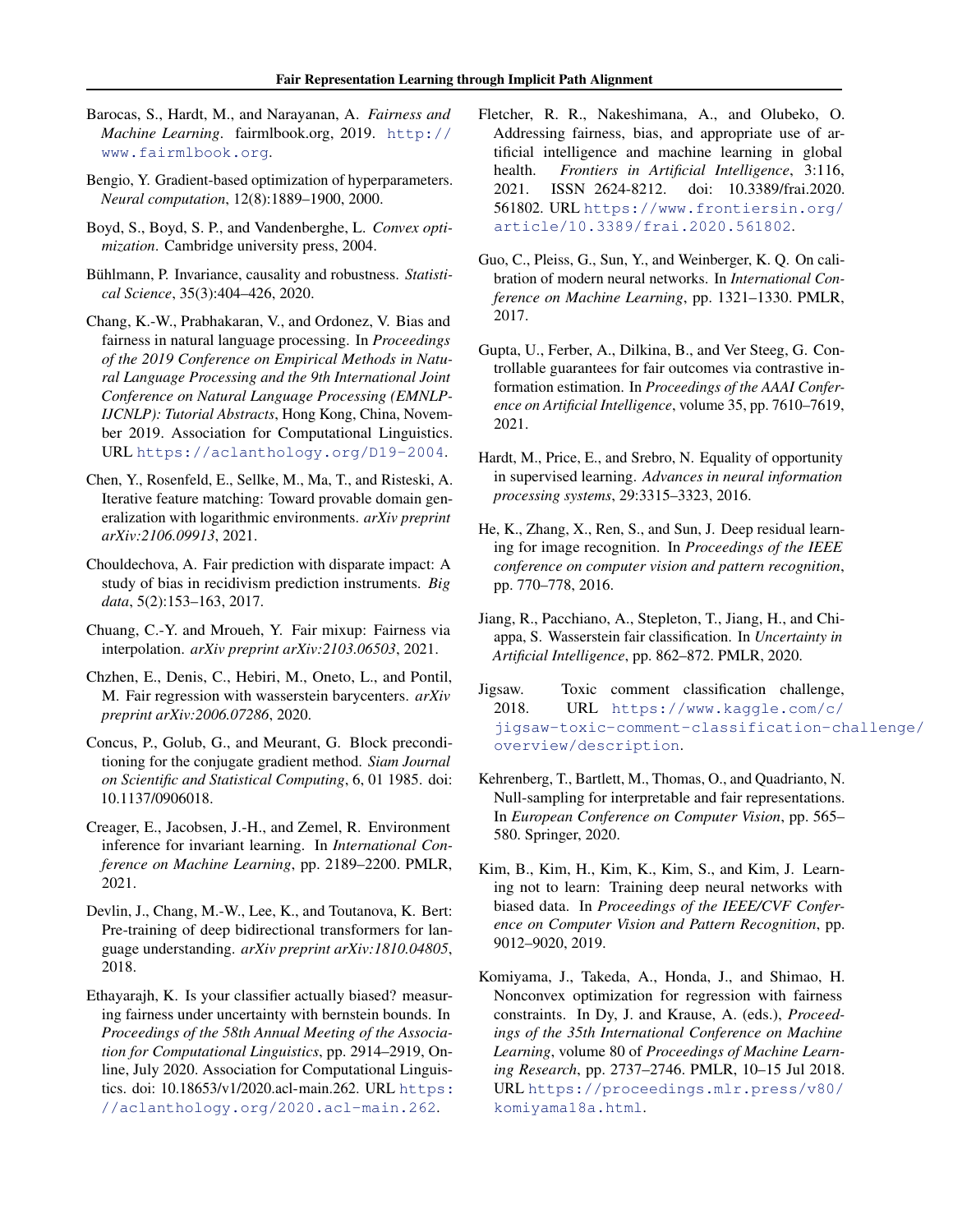Barocas, S., Hardt, M., and Narayanan, A. *Fairness and Machine Learning*. fairmlbook.org, 2019. http://www.fairmlbook.org.

Bengio, Y. Gradient-based optimization of hyperparameters. *Neural computation*, 12(8):1889–1900, 2000.

Boyd, S., Boyd, S. P., and Vandenberghe, L. *Convex optimization*. Cambridge university press, 2004.

Bühlmann, P. Invariance, causality and robustness. *Statistical Science*, 35(3):404–426, 2020.

Chang, K.-W., Prabhakaran, V., and Ordonez, V. Bias and fairness in natural language processing. In *Proceedings of the 2019 Conference on Empirical Methods in Natural Language Processing and the 9th International Joint Conference on Natural Language Processing (EMNLP-IJCNLP): Tutorial Abstracts*, Hong Kong, China, November 2019. Association for Computational Linguistics. URL https://aclanthology.org/D19-2004.

Chen, Y., Rosenfeld, E., Sellke, M., Ma, T., and Risteski, A. Iterative feature matching: Toward provable domain generalization with logarithmic environments. *arXiv preprint arXiv:2106.09913*, 2021.

Chouldechova, A. Fair prediction with disparate impact: A study of bias in recidivism prediction instruments. *Big data*, 5(2):153–163, 2017.

Chuang, C.-Y. and Mroueh, Y. Fair mixup: Fairness via interpolation. *arXiv preprint arXiv:2103.06503*, 2021.

Chzhen, E., Denis, C., Hebiri, M., Oneto, L., and Pontil, M. Fair regression with wasserstein barycenters. *arXiv preprint arXiv:2006.07286*, 2020.

Concus, P., Golub, G., and Meurant, G. Block preconditioning for the conjugate gradient method. *Siam Journal on Scientific and Statistical Computing*, 6, 01 1985. doi: 10.1137/0906018.

Creager, E., Jacobsen, J.-H., and Zemel, R. Environment inference for invariant learning. In *International Conference on Machine Learning*, pp. 2189–2200. PMLR, 2021.

Devlin, J., Chang, M.-W., Lee, K., and Toutanova, K. Bert: Pre-training of deep bidirectional transformers for language understanding. *arXiv preprint arXiv:1810.04805*, 2018.

Ethayarajh, K. Is your classifier actually biased? measuring fairness under uncertainty with bernstein bounds. In *Proceedings of the 58th Annual Meeting of the Association for Computational Linguistics*, pp. 2914–2919, Online, July 2020. Association for Computational Linguistics. doi: 10.18653/v1/2020.acl-main.262. URL https://aclanthology.org/2020.acl-main.262.

Fletcher, R. R., Nakeshimana, A., and Olubeko, O. Addressing fairness, bias, and appropriate use of artificial intelligence and machine learning in global health. *Frontiers in Artificial Intelligence*, 3:116, 2021. ISSN 2624-8212. doi: 10.3389/frai.2020.561802. URL https://www.frontiersin.org/article/10.3389/frai.2020.561802.

Guo, C., Pleiss, G., Sun, Y., and Weinberger, K. Q. On calibration of modern neural networks. In *International Conference on Machine Learning*, pp. 1321–1330. PMLR, 2017.

Gupta, U., Ferber, A., Dilkina, B., and Ver Steeg, G. Controllable guarantees for fair outcomes via contrastive information estimation. In *Proceedings of the AAAI Conference on Artificial Intelligence*, volume 35, pp. 7610–7619, 2021.

Hardt, M., Price, E., and Srebro, N. Equality of opportunity in supervised learning. *Advances in neural information processing systems*, 29:3315–3323, 2016.

He, K., Zhang, X., Ren, S., and Sun, J. Deep residual learning for image recognition. In *Proceedings of the IEEE conference on computer vision and pattern recognition*, pp. 770–778, 2016.

Jiang, R., Pacchiano, A., Stepleton, T., Jiang, H., and Chiappa, S. Wasserstein fair classification. In *Uncertainty in Artificial Intelligence*, pp. 862–872. PMLR, 2020.

Jigsaw. Toxic comment classification challenge, 2018. URL https://www.kaggle.com/c/jigsaw-toxic-comment-classification-challenge/overview/description.

Kehrenberg, T., Bartlett, M., Thomas, O., and Quadrianto, N. Null-sampling for interpretable and fair representations. In *European Conference on Computer Vision*, pp. 565–580. Springer, 2020.

Kim, B., Kim, H., Kim, K., Kim, S., and Kim, J. Learning not to learn: Training deep neural networks with biased data. In *Proceedings of the IEEE/CVF Conference on Computer Vision and Pattern Recognition*, pp. 9012–9020, 2019.

Komiyama, J., Takeda, A., Honda, J., and Shimao, H. Nonconvex optimization for regression with fairness constraints. In Dy, J. and Krause, A. (eds.), *Proceedings of the 35th International Conference on Machine Learning*, volume 80 of *Proceedings of Machine Learning Research*, pp. 2737–2746. PMLR, 10–15 Jul 2018. URL https://proceedings.mlr.press/v80/komiyama18a.html.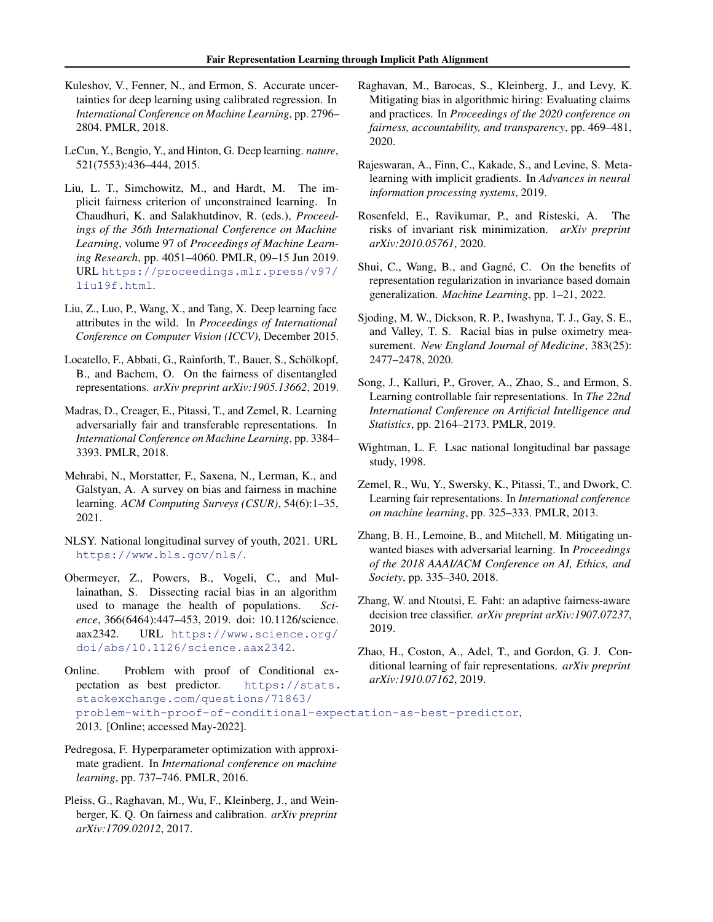Kuleshov, V., Fenner, N., and Ermon, S. Accurate uncertainties for deep learning using calibrated regression. In *International Conference on Machine Learning*, pp. 2796–2804. PMLR, 2018.

LeCun, Y., Bengio, Y., and Hinton, G. Deep learning. *nature*, 521(7553):436–444, 2015.

Liu, L. T., Simchowitz, M., and Hardt, M. The implicit fairness criterion of unconstrained learning. In Chaudhuri, K. and Salakhutdinov, R. (eds.), *Proceedings of the 36th International Conference on Machine Learning*, volume 97 of *Proceedings of Machine Learning Research*, pp. 4051–4060. PMLR, 09–15 Jun 2019. URL https://proceedings.mlr.press/v97/liu19f.html.

Liu, Z., Luo, P., Wang, X., and Tang, X. Deep learning face attributes in the wild. In *Proceedings of International Conference on Computer Vision (ICCV)*, December 2015.

Locatello, F., Abbati, G., Rainforth, T., Bauer, S., Schölkopf, B., and Bachem, O. On the fairness of disentangled representations. *arXiv preprint arXiv:1905.13662*, 2019.

Madras, D., Creager, E., Pitassi, T., and Zemel, R. Learning adversarially fair and transferable representations. In *International Conference on Machine Learning*, pp. 3384–3393. PMLR, 2018.

Mehrabi, N., Morstatter, F., Saxena, N., Lerman, K., and Galstyan, A. A survey on bias and fairness in machine learning. *ACM Computing Surveys (CSUR)*, 54(6):1–35, 2021.

NLSY. National longitudinal survey of youth, 2021. URL https://www.bls.gov/nls/.

Obermeyer, Z., Powers, B., Vogeli, C., and Mullainathan, S. Dissecting racial bias in an algorithm used to manage the health of populations. *Science*, 366(6464):447–453, 2019. doi: 10.1126/science.aax2342. URL https://www.science.org/doi/abs/10.1126/science.aax2342.

Online. Problem with proof of Conditional expectation as best predictor. https://stats.stackexchange.com/questions/71863/problem-with-proof-of-conditional-expectation-as-best-predictor, 2013. [Online; accessed May-2022].

Pedregosa, F. Hyperparameter optimization with approximate gradient. In *International conference on machine learning*, pp. 737–746. PMLR, 2016.

Pleiss, G., Raghavan, M., Wu, F., Kleinberg, J., and Weinberger, K. Q. On fairness and calibration. *arXiv preprint arXiv:1709.02012*, 2017.

Raghavan, M., Barocas, S., Kleinberg, J., and Levy, K. Mitigating bias in algorithmic hiring: Evaluating claims and practices. In *Proceedings of the 2020 conference on fairness, accountability, and transparency*, pp. 469–481, 2020.

Rajeswaran, A., Finn, C., Kakade, S., and Levine, S. Meta-learning with implicit gradients. In *Advances in neural information processing systems*, 2019.

Rosenfeld, E., Ravikumar, P., and Risteski, A. The risks of invariant risk minimization. *arXiv preprint arXiv:2010.05761*, 2020.

Shui, C., Wang, B., and Gagné, C. On the benefits of representation regularization in invariance based domain generalization. *Machine Learning*, pp. 1–21, 2022.

Sjoding, M. W., Dickson, R. P., Iwashyna, T. J., Gay, S. E., and Valley, T. S. Racial bias in pulse oximetry measurement. *New England Journal of Medicine*, 383(25): 2477–2478, 2020.

Song, J., Kalluri, P., Grover, A., Zhao, S., and Ermon, S. Learning controllable fair representations. In *The 22nd International Conference on Artificial Intelligence and Statistics*, pp. 2164–2173. PMLR, 2019.

Wightman, L. F. Lsac national longitudinal bar passage study, 1998.

Zemel, R., Wu, Y., Swersky, K., Pitassi, T., and Dwork, C. Learning fair representations. In *International conference on machine learning*, pp. 325–333. PMLR, 2013.

Zhang, B. H., Lemoine, B., and Mitchell, M. Mitigating unwanted biases with adversarial learning. In *Proceedings of the 2018 AAAI/ACM Conference on AI, Ethics, and Society*, pp. 335–340, 2018.

Zhang, W. and Ntoutsi, E. Faht: an adaptive fairness-aware decision tree classifier. *arXiv preprint arXiv:1907.07237*, 2019.

Zhao, H., Coston, A., Adel, T., and Gordon, G. J. Conditional learning of fair representations. *arXiv preprint arXiv:1910.07162*, 2019.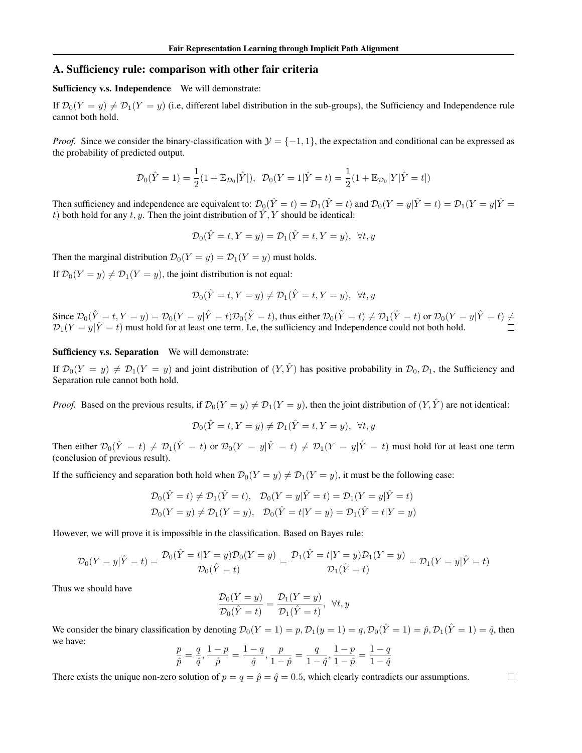## A. Sufficiency rule: comparison with other fair criteria

**Sufficiency v.s. Independence** We will demonstrate:

If $\mathcal{D}_0(Y = y) \neq \mathcal{D}_1(Y = y)$ (i.e, different label distribution in the sub-groups), the Sufficiency and Independence rule cannot both hold.

*Proof.* Since we consider the binary-classification with $\mathcal{Y} = \{-1, 1\}$, the expectation and conditional can be expressed as the probability of predicted output.

$$\mathcal{D}_0(\hat{Y} = 1) = \frac{1}{2}(1 + \mathbb{E}_{\mathcal{D}_0}[\hat{Y}]), \;\; \mathcal{D}_0(Y = 1|\hat{Y} = t) = \frac{1}{2}(1 + \mathbb{E}_{\mathcal{D}_0}[Y|\hat{Y} = t])$$

Then sufficiency and independence are equivalent to: $\mathcal{D}_0(\hat{Y} = t) = \mathcal{D}_1(\hat{Y} = t)$ and $\mathcal{D}_0(Y = y|\hat{Y} = t) = \mathcal{D}_1(Y = y|\hat{Y} = t)$ both hold for any $t, y$. Then the joint distribution of $\hat{Y}, Y$ should be identical:

$$\mathcal{D}_0(\hat{Y} = t, Y = y) = \mathcal{D}_1(\hat{Y} = t, Y = y), \;\; \forall t, y$$

Then the marginal distribution $\mathcal{D}_0(Y = y) = \mathcal{D}_1(Y = y)$ must holds.

If $\mathcal{D}_0(Y = y) \neq \mathcal{D}_1(Y = y)$, the joint distribution is not equal:

$$\mathcal{D}_0(\hat{Y} = t, Y = y) \neq \mathcal{D}_1(\hat{Y} = t, Y = y), \;\; \forall t, y$$

Since $\mathcal{D}_0(\hat{Y} = t, Y = y) = \mathcal{D}_0(Y = y|\hat{Y} = t)\mathcal{D}_0(\hat{Y} = t)$, thus either $\mathcal{D}_0(\hat{Y} = t) \neq \mathcal{D}_1(\hat{Y} = t)$ or $\mathcal{D}_0(Y = y|\hat{Y} = t) \neq \mathcal{D}_1(Y = y|\hat{Y} = t)$ must hold for at least one term. I.e, the sufficiency and Independence could not both hold. □

**Sufficiency v.s. Separation** We will demonstrate:

If $\mathcal{D}_0(Y = y) \neq \mathcal{D}_1(Y = y)$ and joint distribution of $(Y, \hat{Y})$ has positive probability in $\mathcal{D}_0, \mathcal{D}_1$, the Sufficiency and Separation rule cannot both hold.

*Proof.* Based on the previous results, if $\mathcal{D}_0(Y = y) \neq \mathcal{D}_1(Y = y)$, then the joint distribution of $(Y, \hat{Y})$ are not identical:

$$\mathcal{D}_0(\hat{Y} = t, Y = y) \neq \mathcal{D}_1(\hat{Y} = t, Y = y), \;\; \forall t, y$$

Then either $\mathcal{D}_0(\hat{Y} = t) \neq \mathcal{D}_1(\hat{Y} = t)$ or $\mathcal{D}_0(Y = y|\hat{Y} = t) \neq \mathcal{D}_1(Y = y|\hat{Y} = t)$ must hold for at least one term (conclusion of previous result).

If the sufficiency and separation both hold when $\mathcal{D}_0(Y = y) \neq \mathcal{D}_1(Y = y)$, it must be the following case:

$$\mathcal{D}_0(\hat{Y} = t) \neq \mathcal{D}_1(\hat{Y} = t), \quad \mathcal{D}_0(Y = y|\hat{Y} = t) = \mathcal{D}_1(Y = y|\hat{Y} = t)$$
$$\mathcal{D}_0(Y = y) \neq \mathcal{D}_1(Y = y), \quad \mathcal{D}_0(\hat{Y} = t|Y = y) = \mathcal{D}_1(\hat{Y} = t|Y = y)$$

However, we will prove it is impossible in the classification. Based on Bayes rule:

$$\mathcal{D}_0(Y = y|\hat{Y} = t) = \frac{\mathcal{D}_0(\hat{Y} = t|Y = y)\mathcal{D}_0(Y = y)}{\mathcal{D}_0(\hat{Y} = t)} = \frac{\mathcal{D}_1(\hat{Y} = t|Y = y)\mathcal{D}_1(Y = y)}{\mathcal{D}_1(\hat{Y} = t)} = \mathcal{D}_1(Y = y|\hat{Y} = t)$$

Thus we should have

$$\frac{\mathcal{D}_0(Y = y)}{\mathcal{D}_0(\hat{Y} = t)} = \frac{\mathcal{D}_1(Y = y)}{\mathcal{D}_1(\hat{Y} = t)}, \;\; \forall t, y$$

We consider the binary classification by denoting $\mathcal{D}_0(Y = 1) = p, \mathcal{D}_1(y = 1) = q, \mathcal{D}_0(\hat{Y} = 1) = \hat{p}, \mathcal{D}_1(\hat{Y} = 1) = \hat{q}$, then we have:

$$\frac{p}{\hat{p}} = \frac{q}{\hat{q}}, \frac{1-p}{\hat{p}} = \frac{1-q}{\hat{q}}, \frac{p}{1-\hat{p}} = \frac{q}{1-\hat{q}}, \frac{1-p}{1-\hat{p}} = \frac{1-q}{1-\hat{q}}$$

There exists the unique non-zero solution of $p = q = \hat{p} = \hat{q} = 0.5$, which clearly contradicts our assumptions. □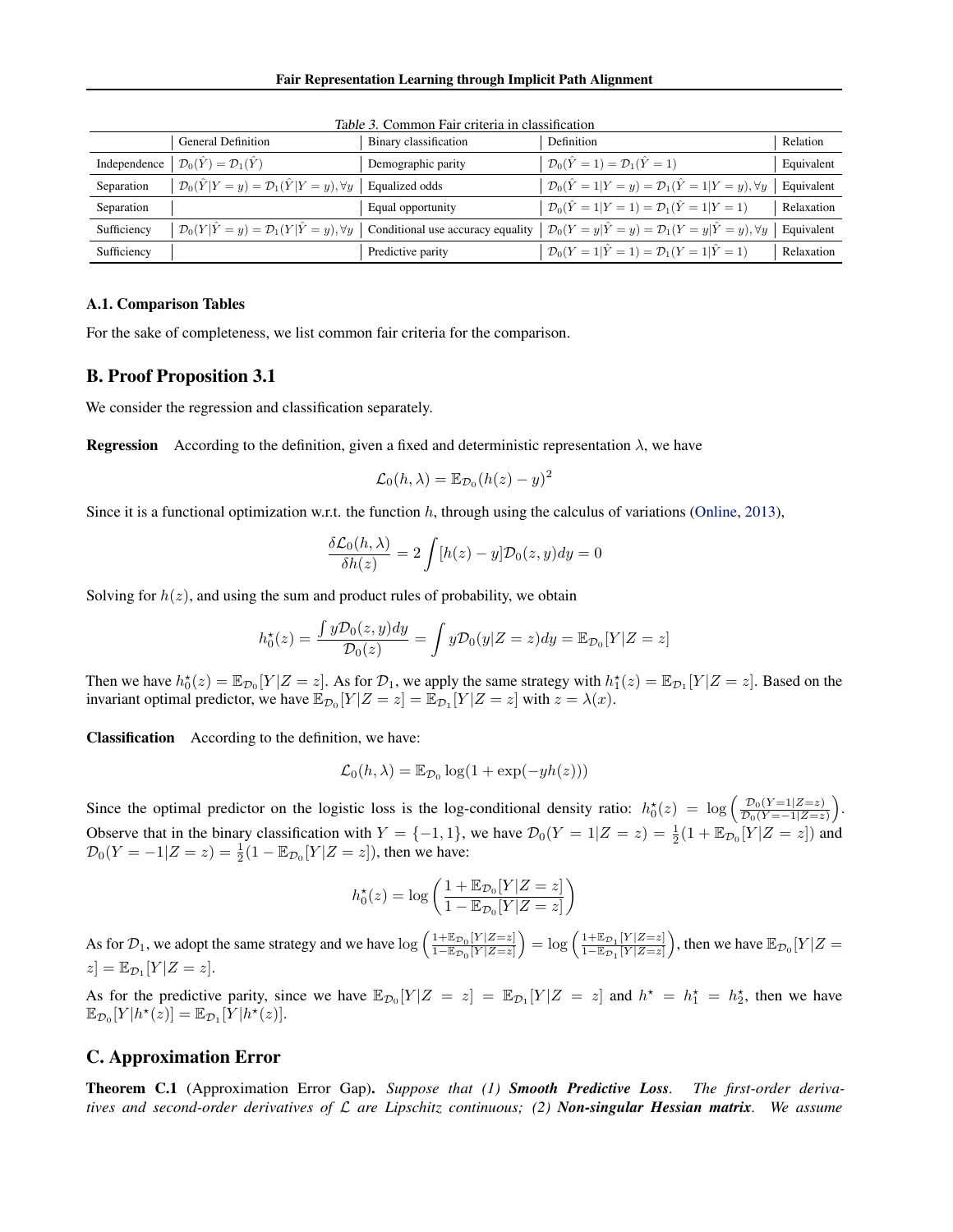Table 3. Common Fair criteria in classification

| | General Definition | Binary classification | Definition | Relation |
|---|---|---|---|---|
| Independence | $\mathcal{D}_0(\hat{Y}) = \mathcal{D}_1(\hat{Y})$ | Demographic parity | $\mathcal{D}_0(\hat{Y}=1) = \mathcal{D}_1(\hat{Y}=1)$ | Equivalent |
| Separation | $\mathcal{D}_0(\hat{Y}\|Y=y) = \mathcal{D}_1(\hat{Y}\|Y=y), \forall y$ | Equalized odds | $\mathcal{D}_0(\hat{Y}=1\|Y=y) = \mathcal{D}_1(\hat{Y}=1\|Y=y), \forall y$ | Equivalent |
| Separation | | Equal opportunity | $\mathcal{D}_0(\hat{Y}=1\|Y=1) = \mathcal{D}_1(\hat{Y}=1\|Y=1)$ | Relaxation |
| Sufficiency | $\mathcal{D}_0(Y\|\hat{Y}=y) = \mathcal{D}_1(Y\|\hat{Y}=y), \forall y$ | Conditional use accuracy equality | $\mathcal{D}_0(Y=y\|\hat{Y}=y) = \mathcal{D}_1(Y=y\|\hat{Y}=y), \forall y$ | Equivalent |
| Sufficiency | | Predictive parity | $\mathcal{D}_0(Y=1\|\hat{Y}=1) = \mathcal{D}_1(Y=1\|\hat{Y}=1)$ | Relaxation |

### A.1. Comparison Tables

For the sake of completeness, we list common fair criteria for the comparison.

## B. Proof Proposition 3.1

We consider the regression and classification separately.

**Regression** According to the definition, given a fixed and deterministic representation $\lambda$, we have

$$\mathcal{L}_0(h,\lambda) = \mathbb{E}_{\mathcal{D}_0}(h(z)-y)^2$$

Since it is a functional optimization w.r.t. the function $h$, through using the calculus of variations (Online, 2013),

$$\frac{\delta \mathcal{L}_0(h,\lambda)}{\delta h(z)} = 2\int [h(z)-y]\mathcal{D}_0(z,y)dy = 0$$

Solving for $h(z)$, and using the sum and product rules of probability, we obtain

$$h_0^\star(z) = \frac{\int y\mathcal{D}_0(z,y)dy}{\mathcal{D}_0(z)} = \int y\mathcal{D}_0(y|Z=z)dy = \mathbb{E}_{\mathcal{D}_0}[Y|Z=z]$$

Then we have $h_0^\star(z) = \mathbb{E}_{\mathcal{D}_0}[Y|Z=z]$. As for $\mathcal{D}_1$, we apply the same strategy with $h_1^\star(z) = \mathbb{E}_{\mathcal{D}_1}[Y|Z=z]$. Based on the invariant optimal predictor, we have $\mathbb{E}_{\mathcal{D}_0}[Y|Z=z] = \mathbb{E}_{\mathcal{D}_1}[Y|Z=z]$ with $z = \lambda(x)$.

**Classification** According to the definition, we have:

$$\mathcal{L}_0(h,\lambda) = \mathbb{E}_{\mathcal{D}_0}\log(1+\exp(-yh(z)))$$

Since the optimal predictor on the logistic loss is the log-conditional density ratio: $h_0^\star(z) = \log\left(\frac{\mathcal{D}_0(Y=1|Z=z)}{\mathcal{D}_0(Y=-1|Z=z)}\right)$. Observe that in the binary classification with $Y=\{-1,1\}$, we have $\mathcal{D}_0(Y=1|Z=z) = \frac{1}{2}(1+\mathbb{E}_{\mathcal{D}_0}[Y|Z=z])$ and $\mathcal{D}_0(Y=-1|Z=z) = \frac{1}{2}(1-\mathbb{E}_{\mathcal{D}_0}[Y|Z=z])$, then we have:

$$h_0^\star(z) = \log\left(\frac{1+\mathbb{E}_{\mathcal{D}_0}[Y|Z=z]}{1-\mathbb{E}_{\mathcal{D}_0}[Y|Z=z]}\right)$$

As for $\mathcal{D}_1$, we adopt the same strategy and we have $\log\left(\frac{1+\mathbb{E}_{\mathcal{D}_0}[Y|Z=z]}{1-\mathbb{E}_{\mathcal{D}_0}[Y|Z=z]}\right) = \log\left(\frac{1+\mathbb{E}_{\mathcal{D}_1}[Y|Z=z]}{1-\mathbb{E}_{\mathcal{D}_1}[Y|Z=z]}\right)$, then we have $\mathbb{E}_{\mathcal{D}_0}[Y|Z=z] = \mathbb{E}_{\mathcal{D}_1}[Y|Z=z]$.

As for the predictive parity, since we have $\mathbb{E}_{\mathcal{D}_0}[Y|Z=z] = \mathbb{E}_{\mathcal{D}_1}[Y|Z=z]$ and $h^\star = h_1^\star = h_2^\star$, then we have $\mathbb{E}_{\mathcal{D}_0}[Y|h^\star(z)] = \mathbb{E}_{\mathcal{D}_1}[Y|h^\star(z)]$.

## C. Approximation Error

**Theorem C.1** (Approximation Error Gap). *Suppose that (1)* ***Smooth Predictive Loss****. The first-order derivatives and second-order derivatives of $\mathcal{L}$ are Lipschitz continuous; (2)* ***Non-singular Hessian matrix****. We assume*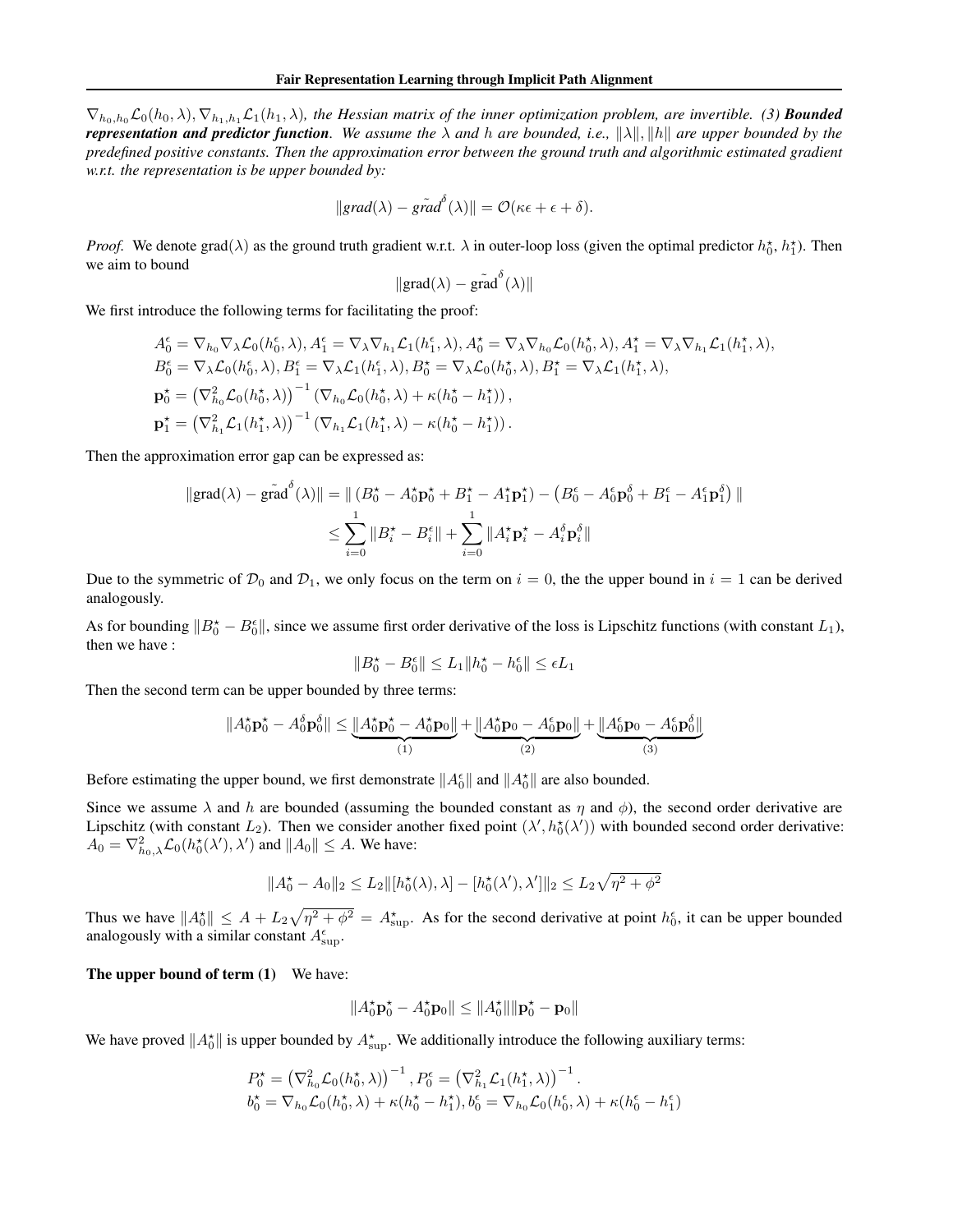$\nabla_{h_0,h_0}\mathcal{L}_0(h_0,\lambda), \nabla_{h_1,h_1}\mathcal{L}_1(h_1,\lambda)$*, the Hessian matrix of the inner optimization problem, are invertible.* ***(3) Bounded representation and predictor function****. We assume the $\lambda$ and $h$ are bounded, i.e., $\|\lambda\|, \|h\|$ are upper bounded by the predefined positive constants. Then the approximation error between the ground truth and algorithmic estimated gradient w.r.t. the representation is be upper bounded by:*

$$\|\textit{grad}(\lambda) - \tilde{\textit{grad}}^{\delta}(\lambda)\| = \mathcal{O}(\kappa\epsilon + \epsilon + \delta).$$

*Proof.* We denote $\text{grad}(\lambda)$ as the ground truth gradient w.r.t. $\lambda$ in outer-loop loss (given the optimal predictor $h_0^\star$, $h_1^\star$). Then we aim to bound

$$\|\text{grad}(\lambda) - \tilde{\text{grad}}^{\delta}(\lambda)\|$$

We first introduce the following terms for facilitating the proof:

$$A_0^\epsilon = \nabla_{h_0}\nabla_\lambda \mathcal{L}_0(h_0^\epsilon, \lambda), A_1^\epsilon = \nabla_\lambda \nabla_{h_1}\mathcal{L}_1(h_1^\epsilon, \lambda), A_0^\star = \nabla_\lambda \nabla_{h_0}\mathcal{L}_0(h_0^\star, \lambda), A_1^\star = \nabla_\lambda \nabla_{h_1}\mathcal{L}_1(h_1^\star, \lambda),$$
$$B_0^\epsilon = \nabla_\lambda \mathcal{L}_0(h_0^\epsilon, \lambda), B_1^\epsilon = \nabla_\lambda \mathcal{L}_1(h_1^\epsilon, \lambda), B_0^\star = \nabla_\lambda \mathcal{L}_0(h_0^\star, \lambda), B_1^\star = \nabla_\lambda \mathcal{L}_1(h_1^\star, \lambda),$$
$$\mathbf{p}_0^\star = \left(\nabla_{h_0}^2 \mathcal{L}_0(h_0^\star, \lambda)\right)^{-1}\left(\nabla_{h_0}\mathcal{L}_0(h_0^\star, \lambda) + \kappa(h_0^\star - h_1^\star)\right),$$
$$\mathbf{p}_1^\star = \left(\nabla_{h_1}^2 \mathcal{L}_1(h_1^\star, \lambda)\right)^{-1}\left(\nabla_{h_1}\mathcal{L}_1(h_1^\star, \lambda) - \kappa(h_0^\star - h_1^\star)\right).$$

Then the approximation error gap can be expressed as:

$$\begin{aligned}
\|\text{grad}(\lambda) - \tilde{\text{grad}}^{\delta}(\lambda)\| &= \|\left(B_0^\star - A_0^\star\mathbf{p}_0^\star + B_1^\star - A_1^\star\mathbf{p}_1^\star\right) - \left(B_0^\epsilon - A_0^\epsilon\mathbf{p}_0^\delta + B_1^\epsilon - A_1^\epsilon\mathbf{p}_1^\delta\right)\| \\
&\leq \sum_{i=0}^{1}\|B_i^\star - B_i^\epsilon\| + \sum_{i=0}^{1}\|A_i^\star\mathbf{p}_i^\star - A_i^\delta\mathbf{p}_i^\delta\|
\end{aligned}$$

Due to the symmetric of $\mathcal{D}_0$ and $\mathcal{D}_1$, we only focus on the term on $i=0$, the the upper bound in $i=1$ can be derived analogously.

As for bounding $\|B_0^\star - B_0^\epsilon\|$, since we assume first order derivative of the loss is Lipschitz functions (with constant $L_1$), then we have :

$$\|B_0^\star - B_0^\epsilon\| \leq L_1\|h_0^\star - h_0^\epsilon\| \leq \epsilon L_1$$

Then the second term can be upper bounded by three terms:

$$\|A_0^\star\mathbf{p}_0^\star - A_0^\delta\mathbf{p}_0^\delta\| \leq \underbrace{\|A_0^\star\mathbf{p}_0^\star - A_0^\star\mathbf{p}_0\|}_{(1)} + \underbrace{\|A_0^\star\mathbf{p}_0 - A_0^\epsilon\mathbf{p}_0\|}_{(2)} + \underbrace{\|A_0^\epsilon\mathbf{p}_0 - A_0^\epsilon\mathbf{p}_0^\delta\|}_{(3)}$$

Before estimating the upper bound, we first demonstrate $\|A_0^\epsilon\|$ and $\|A_0^\star\|$ are also bounded.

Since we assume $\lambda$ and $h$ are bounded (assuming the bounded constant as $\eta$ and $\phi$), the second order derivative are Lipschitz (with constant $L_2$). Then we consider another fixed point $(\lambda', h_0^\star(\lambda'))$ with bounded second order derivative: $A_0 = \nabla_{h_0,\lambda}^2\mathcal{L}_0(h_0^\star(\lambda'), \lambda')$ and $\|A_0\| \leq A$. We have:

$$\|A_0^\star - A_0\|_2 \leq L_2\|[h_0^\star(\lambda), \lambda] - [h_0^\star(\lambda'), \lambda']\|_2 \leq L_2\sqrt{\eta^2 + \phi^2}$$

Thus we have $\|A_0^\star\| \leq A + L_2\sqrt{\eta^2+\phi^2} = A_{\text{sup}}^\star$. As for the second derivative at point $h_0^\epsilon$, it can be upper bounded analogously with a similar constant $A_{\text{sup}}^\epsilon$.

**The upper bound of term (1)** We have:

$$\|A_0^\star\mathbf{p}_0^\star - A_0^\star\mathbf{p}_0\| \leq \|A_0^\star\|\|\mathbf{p}_0^\star - \mathbf{p}_0\|$$

We have proved $\|A_0^\star\|$ is upper bounded by $A_{\text{sup}}^\star$. We additionally introduce the following auxiliary terms:

$$P_0^\star = \left(\nabla_{h_0}^2\mathcal{L}_0(h_0^\star, \lambda)\right)^{-1}, P_0^\epsilon = \left(\nabla_{h_1}^2\mathcal{L}_1(h_1^\star, \lambda)\right)^{-1}.$$
$$b_0^\star = \nabla_{h_0}\mathcal{L}_0(h_0^\star, \lambda) + \kappa(h_0^\star - h_1^\star), b_0^\epsilon = \nabla_{h_0}\mathcal{L}_0(h_0^\epsilon, \lambda) + \kappa(h_0^\epsilon - h_1^\epsilon)$$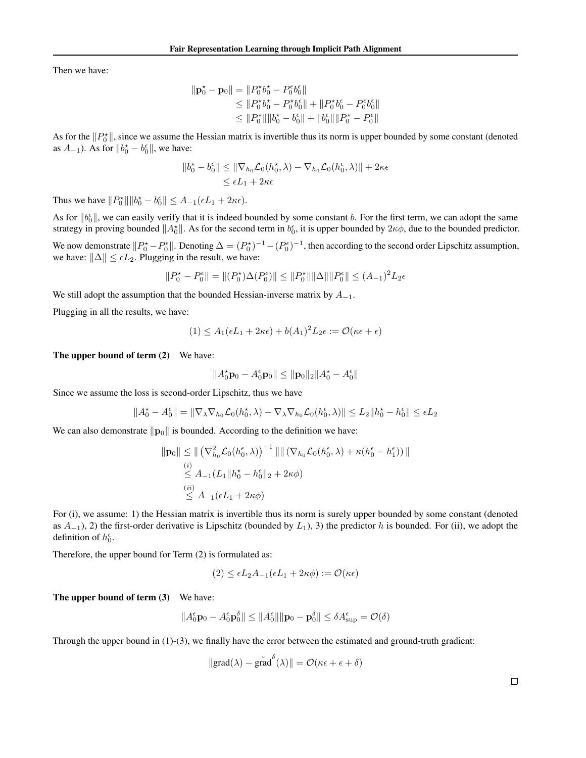Then we have:

$$
\begin{aligned}
\|\mathbf{p}_0^\star - \mathbf{p}_0\| &= \|P_0^\star b_0^\star - P_0^\epsilon b_0^\epsilon\| \\
&\leq \|P_0^\star b_0^\star - P_0^\star b_0^\epsilon\| + \|P_0^\star b_0^\epsilon - P_0^\epsilon b_0^\epsilon\| \\
&\leq \|P_0^\star\| \|b_0^\star - b_0^\epsilon\| + \|b_0^\epsilon\| \|P_0^\star - P_0^\epsilon\|
\end{aligned}
$$

As for the $\|P_0^\star\|$, since we assume the Hessian matrix is invertible thus its norm is upper bounded by some constant (denoted as $A_{-1}$). As for $\|b_0^\star - b_0^\epsilon\|$, we have:

$$
\begin{aligned}
\|b_0^\star - b_0^\epsilon\| &\leq \|\nabla_{h_0} \mathcal{L}_0(h_0^\star, \lambda) - \nabla_{h_0} \mathcal{L}_0(h_0^\epsilon, \lambda)\| + 2\kappa\epsilon \\
&\leq \epsilon L_1 + 2\kappa\epsilon
\end{aligned}
$$

Thus we have $\|P_0^\star\| \|b_0^\star - b_0^\epsilon\| \leq A_{-1}(\epsilon L_1 + 2\kappa\epsilon)$.

As for $\|b_0^\epsilon\|$, we can easily verify that it is indeed bounded by some constant $b$. For the first term, we can adopt the same strategy in proving bounded $\|A_0^\star\|$. As for the second term in $b_0^\epsilon$, it is upper bounded by $2\kappa\phi$, due to the bounded predictor.

We now demonstrate $\|P_0^\star - P_0^\epsilon\|$. Denoting $\Delta = (P_0^\star)^{-1} - (P_0^\epsilon)^{-1}$, then according to the second order Lipschitz assumption, we have: $\|\Delta\| \leq \epsilon L_2$. Plugging in the result, we have:

$$
\|P_0^\star - P_0^\epsilon\| = \|(P_0^\star)\Delta(P_0^\epsilon)\| \leq \|P_0^\star\| \|\Delta\| \|P_0^\epsilon\| \leq (A_{-1})^2 L_2 \epsilon
$$

We still adopt the assumption that the bounded Hessian-inverse matrix by $A_{-1}$.

Plugging in all the results, we have:

$$
(1) \leq A_1(\epsilon L_1 + 2\kappa\epsilon) + b(A_1)^2 L_2 \epsilon := \mathcal{O}(\kappa\epsilon + \epsilon)
$$

**The upper bound of term (2)** We have:

$$
\|A_0^\star \mathbf{p}_0 - A_0^\epsilon \mathbf{p}_0\| \leq \|\mathbf{p}_0\|_2 \|A_0^\star - A_0^\epsilon\|
$$

Since we assume the loss is second-order Lipschitz, thus we have

$$
\|A_0^\star - A_0^\epsilon\| = \|\nabla_\lambda \nabla_{h_0} \mathcal{L}_0(h_0^\star, \lambda) - \nabla_\lambda \nabla_{h_0} \mathcal{L}_0(h_0^\epsilon, \lambda)\| \leq L_2 \|h_0^\star - h_0^\epsilon\| \leq \epsilon L_2
$$

We can also demonstrate $\|\mathbf{p}_0\|$ is bounded. According to the definition we have:

$$
\begin{aligned}
\|\mathbf{p}_0\| &\leq \| \left(\nabla^2_{h_0} \mathcal{L}_0(h_0^\epsilon, \lambda)\right)^{-1} \| \| \left(\nabla_{h_0} \mathcal{L}_0(h_0^\epsilon, \lambda) + \kappa(h_0^\epsilon - h_1^\epsilon)\right) \| \\
&\overset{(i)}{\leq} A_{-1}(L_1 \|h_0^\star - h_0^\epsilon\|_2 + 2\kappa\phi) \\
&\overset{(ii)}{\leq} A_{-1}(\epsilon L_1 + 2\kappa\phi)
\end{aligned}
$$

For (i), we assume: 1) the Hessian matrix is invertible thus its norm is surely upper bounded by some constant (denoted as $A_{-1}$), 2) the first-order derivative is Lipschitz (bounded by $L_1$), 3) the predictor $h$ is bounded. For (ii), we adopt the definition of $h_0^\epsilon$.

Therefore, the upper bound for Term (2) is formulated as:

$$
(2) \leq \epsilon L_2 A_{-1}(\epsilon L_1 + 2\kappa\phi) := \mathcal{O}(\kappa\epsilon)
$$

**The upper bound of term (3)** We have:

$$
\|A_0^\epsilon \mathbf{p}_0 - A_0^\epsilon \mathbf{p}_0^\delta\| \leq \|A_0^\epsilon\| \|\mathbf{p}_0 - \mathbf{p}_0^\delta\| \leq \delta A_{\sup}^\epsilon = \mathcal{O}(\delta)
$$

Through the upper bound in (1)-(3), we finally have the error between the estimated and ground-truth gradient:

$$
\|\text{grad}(\lambda) - \tilde{\text{grad}}^\delta(\lambda)\| = \mathcal{O}(\kappa\epsilon + \epsilon + \delta)
$$

□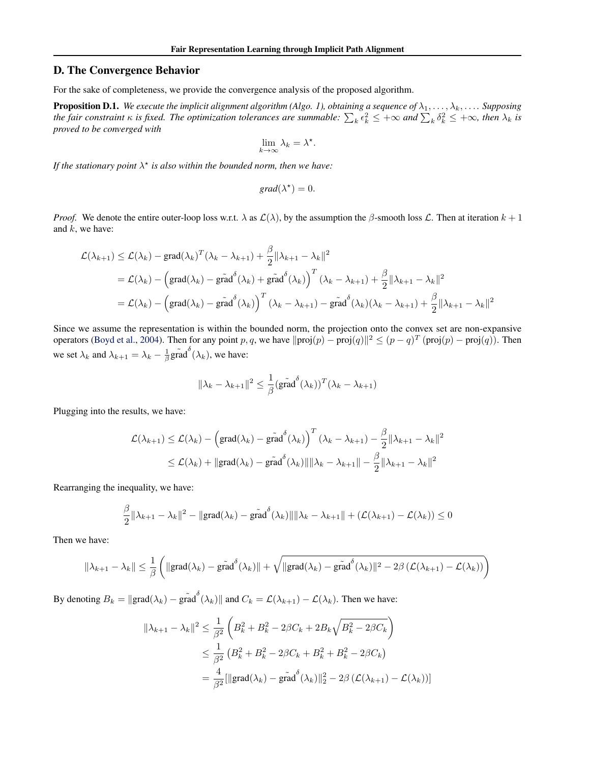## D. The Convergence Behavior

For the sake of completeness, we provide the convergence analysis of the proposed algorithm.

**Proposition D.1.** *We execute the implicit alignment algorithm (Algo. 1), obtaining a sequence of $\lambda_1, \ldots, \lambda_k, \ldots$. Supposing the fair constraint $\kappa$ is fixed. The optimization tolerances are summable: $\sum_k \epsilon_k^2 \leq +\infty$ and $\sum_k \delta_k^2 \leq +\infty$, then $\lambda_k$ is proved to be converged with*

$$\lim_{k \to \infty} \lambda_k = \lambda^\star.$$

*If the stationary point $\lambda^\star$ is also within the bounded norm, then we have:*

$$\textit{grad}(\lambda^\star) = 0.$$

*Proof.* We denote the entire outer-loop loss w.r.t. $\lambda$ as $\mathcal{L}(\lambda)$, by the assumption the $\beta$-smooth loss $\mathcal{L}$. Then at iteration $k+1$ and $k$, we have:

$$
\begin{aligned}
\mathcal{L}(\lambda_{k+1}) &\leq \mathcal{L}(\lambda_k) - \text{grad}(\lambda_k)^T(\lambda_k - \lambda_{k+1}) + \frac{\beta}{2}\|\lambda_{k+1} - \lambda_k\|^2 \\
&= \mathcal{L}(\lambda_k) - \left(\text{grad}(\lambda_k) - \tilde{\text{grad}}^\delta(\lambda_k) + \tilde{\text{grad}}^\delta(\lambda_k)\right)^T(\lambda_k - \lambda_{k+1}) + \frac{\beta}{2}\|\lambda_{k+1} - \lambda_k\|^2 \\
&= \mathcal{L}(\lambda_k) - \left(\text{grad}(\lambda_k) - \tilde{\text{grad}}^\delta(\lambda_k)\right)^T(\lambda_k - \lambda_{k+1}) - \tilde{\text{grad}}^\delta(\lambda_k)(\lambda_k - \lambda_{k+1}) + \frac{\beta}{2}\|\lambda_{k+1} - \lambda_k\|^2
\end{aligned}
$$

Since we assume the representation is within the bounded norm, the projection onto the convex set are non-expansive operators (Boyd et al., 2004). Then for any point $p, q$, we have $\|\text{proj}(p) - \text{proj}(q)\|^2 \leq (p-q)^T(\text{proj}(p) - \text{proj}(q))$. Then we set $\lambda_k$ and $\lambda_{k+1} = \lambda_k - \frac{1}{\beta}\tilde{\text{grad}}^\delta(\lambda_k)$, we have:

$$\|\lambda_k - \lambda_{k+1}\|^2 \leq \frac{1}{\beta}(\tilde{\text{grad}}^\delta(\lambda_k))^T(\lambda_k - \lambda_{k+1})$$

Plugging into the results, we have:

$$
\begin{aligned}
\mathcal{L}(\lambda_{k+1}) &\leq \mathcal{L}(\lambda_k) - \left(\text{grad}(\lambda_k) - \tilde{\text{grad}}^\delta(\lambda_k)\right)^T(\lambda_k - \lambda_{k+1}) - \frac{\beta}{2}\|\lambda_{k+1} - \lambda_k\|^2 \\
&\leq \mathcal{L}(\lambda_k) + \|\text{grad}(\lambda_k) - \tilde{\text{grad}}^\delta(\lambda_k)\|\|\lambda_k - \lambda_{k+1}\| - \frac{\beta}{2}\|\lambda_{k+1} - \lambda_k\|^2
\end{aligned}
$$

Rearranging the inequality, we have:

$$\frac{\beta}{2}\|\lambda_{k+1} - \lambda_k\|^2 - \|\text{grad}(\lambda_k) - \tilde{\text{grad}}^\delta(\lambda_k)\|\|\lambda_k - \lambda_{k+1}\| + (\mathcal{L}(\lambda_{k+1}) - \mathcal{L}(\lambda_k)) \leq 0$$

Then we have:

$$\|\lambda_{k+1} - \lambda_k\| \leq \frac{1}{\beta}\left(\|\text{grad}(\lambda_k) - \tilde{\text{grad}}^\delta(\lambda_k)\| + \sqrt{\|\text{grad}(\lambda_k) - \tilde{\text{grad}}^\delta(\lambda_k)\|^2 - 2\beta\left(\mathcal{L}(\lambda_{k+1}) - \mathcal{L}(\lambda_k)\right)}\right)$$

By denoting $B_k = \|\text{grad}(\lambda_k) - \tilde{\text{grad}}^\delta(\lambda_k)\|$ and $C_k = \mathcal{L}(\lambda_{k+1}) - \mathcal{L}(\lambda_k)$. Then we have:

$$
\begin{aligned}
\|\lambda_{k+1} - \lambda_k\|^2 &\leq \frac{1}{\beta^2}\left(B_k^2 + B_k^2 - 2\beta C_k + 2B_k\sqrt{B_k^2 - 2\beta C_k}\right) \\
&\leq \frac{1}{\beta^2}\left(B_k^2 + B_k^2 - 2\beta C_k + B_k^2 + B_k^2 - 2\beta C_k\right) \\
&= \frac{4}{\beta^2}[\|\text{grad}(\lambda_k) - \tilde{\text{grad}}^\delta(\lambda_k)\|_2^2 - 2\beta\left(\mathcal{L}(\lambda_{k+1}) - \mathcal{L}(\lambda_k)\right)]
\end{aligned}
$$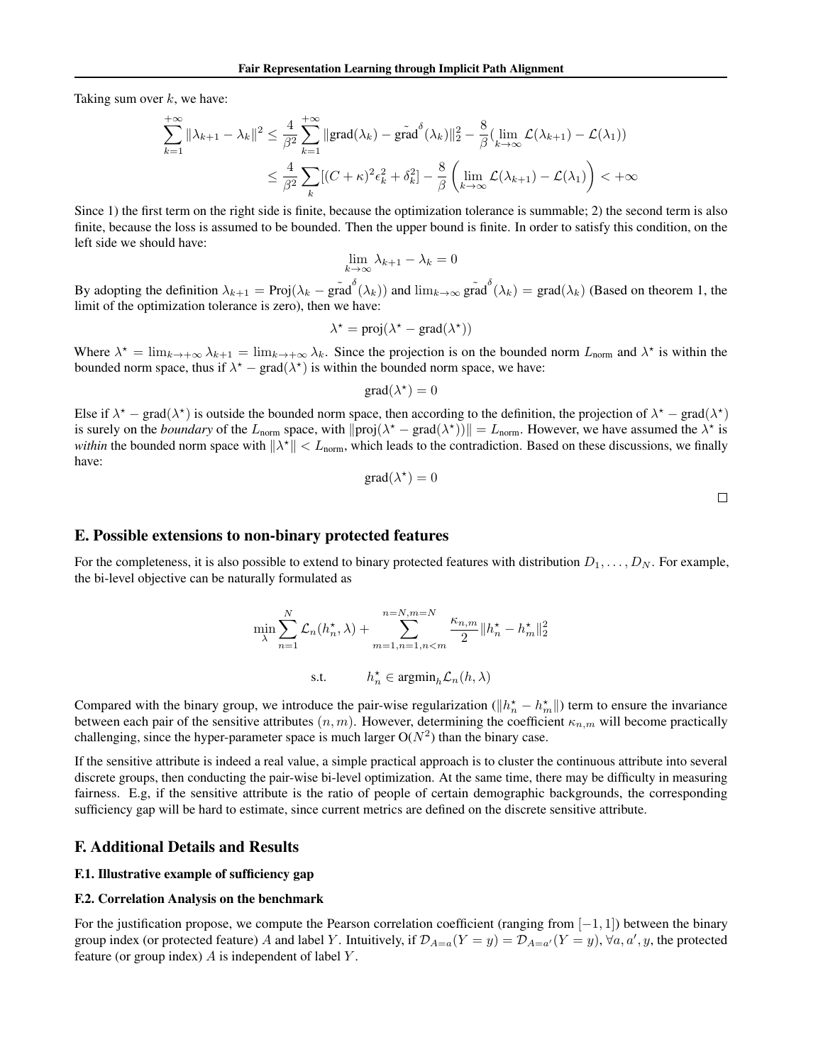Taking sum over $k$, we have:

$$\sum_{k=1}^{+\infty} \|\lambda_{k+1} - \lambda_k\|^2 \leq \frac{4}{\beta^2} \sum_{k=1}^{+\infty} \|\text{grad}(\lambda_k) - \tilde{\text{grad}}^{\delta}(\lambda_k)\|_2^2 - \frac{8}{\beta}(\lim_{k\to\infty} \mathcal{L}(\lambda_{k+1}) - \mathcal{L}(\lambda_1))$$

$$\leq \frac{4}{\beta^2} \sum_k [(C+\kappa)^2 \epsilon_k^2 + \delta_k^2] - \frac{8}{\beta}\left(\lim_{k\to\infty} \mathcal{L}(\lambda_{k+1}) - \mathcal{L}(\lambda_1)\right) < +\infty$$

Since 1) the first term on the right side is finite, because the optimization tolerance is summable; 2) the second term is also finite, because the loss is assumed to be bounded. Then the upper bound is finite. In order to satisfy this condition, on the left side we should have:

$$\lim_{k\to\infty} \lambda_{k+1} - \lambda_k = 0$$

By adopting the definition $\lambda_{k+1} = \text{Proj}(\lambda_k - \tilde{\text{grad}}^{\delta}(\lambda_k))$ and $\lim_{k\to\infty} \tilde{\text{grad}}^{\delta}(\lambda_k) = \text{grad}(\lambda_k)$ (Based on theorem 1, the limit of the optimization tolerance is zero), then we have:

$$\lambda^\star = \text{proj}(\lambda^\star - \text{grad}(\lambda^\star))$$

Where $\lambda^\star = \lim_{k\to+\infty} \lambda_{k+1} = \lim_{k\to+\infty} \lambda_k$. Since the projection is on the bounded norm $L_{\text{norm}}$ and $\lambda^\star$ is within the bounded norm space, thus if $\lambda^\star - \text{grad}(\lambda^\star)$ is within the bounded norm space, we have:

$$\text{grad}(\lambda^\star) = 0$$

Else if $\lambda^\star - \text{grad}(\lambda^\star)$ is outside the bounded norm space, then according to the definition, the projection of $\lambda^\star - \text{grad}(\lambda^\star)$ is surely on the *boundary* of the $L_{\text{norm}}$ space, with $\|\text{proj}(\lambda^\star - \text{grad}(\lambda^\star))\| = L_{\text{norm}}$. However, we have assumed the $\lambda^\star$ is *within* the bounded norm space with $\|\lambda^\star\| < L_{\text{norm}}$, which leads to the contradiction. Based on these discussions, we finally have:

$$\text{grad}(\lambda^\star) = 0$$

□

## E. Possible extensions to non-binary protected features

For the completeness, it is also possible to extend to binary protected features with distribution $D_1, \ldots, D_N$. For example, the bi-level objective can be naturally formulated as

$$\min_{\lambda} \sum_{n=1}^{N} \mathcal{L}_n(h_n^\star, \lambda) + \sum_{m=1,n=1,n<m}^{n=N,m=N} \frac{\kappa_{n,m}}{2} \|h_n^\star - h_m^\star\|_2^2$$

$$\text{s.t.} \qquad h_n^\star \in \text{argmin}_h \mathcal{L}_n(h, \lambda)$$

Compared with the binary group, we introduce the pair-wise regularization ($\|h_n^\star - h_m^\star\|$) term to ensure the invariance between each pair of the sensitive attributes $(n, m)$. However, determining the coefficient $\kappa_{n,m}$ will become practically challenging, since the hyper-parameter space is much larger $\text{O}(N^2)$ than the binary case.

If the sensitive attribute is indeed a real value, a simple practical approach is to cluster the continuous attribute into several discrete groups, then conducting the pair-wise bi-level optimization. At the same time, there may be difficulty in measuring fairness. E.g, if the sensitive attribute is the ratio of people of certain demographic backgrounds, the corresponding sufficiency gap will be hard to estimate, since current metrics are defined on the discrete sensitive attribute.

## F. Additional Details and Results

### F.1. Illustrative example of sufficiency gap

### F.2. Correlation Analysis on the benchmark

For the justification propose, we compute the Pearson correlation coefficient (ranging from $[-1, 1]$) between the binary group index (or protected feature) $A$ and label $Y$. Intuitively, if $\mathcal{D}_{A=a}(Y = y) = \mathcal{D}_{A=a'}(Y = y), \forall a, a', y$, the protected feature (or group index) $A$ is independent of label $Y$.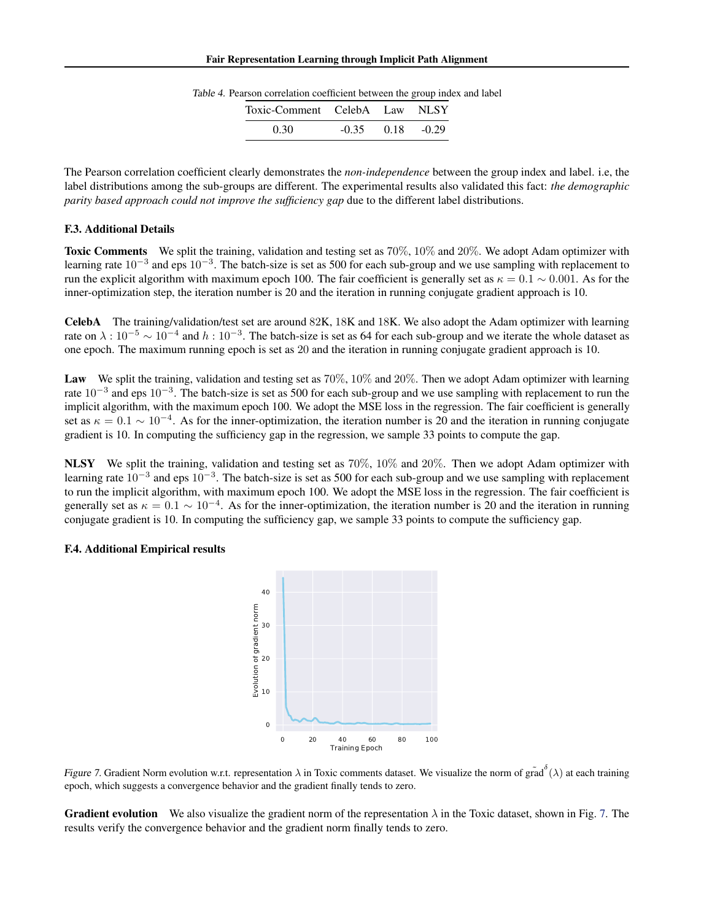*Table 4.* Pearson correlation coefficient between the group index and label

| Toxic-Comment | CelebA | Law | NLSY |
|---|---|---|---|
| 0.30 | -0.35 | 0.18 | -0.29 |

The Pearson correlation coefficient clearly demonstrates the *non-independence* between the group index and label. i.e, the label distributions among the sub-groups are different. The experimental results also validated this fact: *the demographic parity based approach could not improve the sufficiency gap* due to the different label distributions.

### F.3. Additional Details

**Toxic Comments** We split the training, validation and testing set as $70\%$, $10\%$ and $20\%$. We adopt Adam optimizer with learning rate $10^{-3}$ and eps $10^{-3}$. The batch-size is set as 500 for each sub-group and we use sampling with replacement to run the explicit algorithm with maximum epoch 100. The fair coefficient is generally set as $\kappa = 0.1 \sim 0.001$. As for the inner-optimization step, the iteration number is 20 and the iteration in running conjugate gradient approach is 10.

**CelebA** The training/validation/test set are around 82K, 18K and 18K. We also adopt the Adam optimizer with learning rate on $\lambda : 10^{-5} \sim 10^{-4}$ and $h : 10^{-3}$. The batch-size is set as 64 for each sub-group and we iterate the whole dataset as one epoch. The maximum running epoch is set as 20 and the iteration in running conjugate gradient approach is 10.

**Law** We split the training, validation and testing set as $70\%$, $10\%$ and $20\%$. Then we adopt Adam optimizer with learning rate $10^{-3}$ and eps $10^{-3}$. The batch-size is set as 500 for each sub-group and we use sampling with replacement to run the implicit algorithm, with the maximum epoch 100. We adopt the MSE loss in the regression. The fair coefficient is generally set as $\kappa = 0.1 \sim 10^{-4}$. As for the inner-optimization, the iteration number is 20 and the iteration in running conjugate gradient is 10. In computing the sufficiency gap in the regression, we sample 33 points to compute the gap.

**NLSY** We split the training, validation and testing set as $70\%$, $10\%$ and $20\%$. Then we adopt Adam optimizer with learning rate $10^{-3}$ and eps $10^{-3}$. The batch-size is set as 500 for each sub-group and we use sampling with replacement to run the implicit algorithm, with maximum epoch 100. We adopt the MSE loss in the regression. The fair coefficient is generally set as $\kappa = 0.1 \sim 10^{-4}$. As for the inner-optimization, the iteration number is 20 and the iteration in running conjugate gradient is 10. In computing the sufficiency gap, we sample 33 points to compute the sufficiency gap.

### F.4. Additional Empirical results

*Figure 7.* Gradient Norm evolution w.r.t. representation $\lambda$ in Toxic comments dataset. We visualize the norm of $\tilde{\text{grad}}^{\delta}(\lambda)$ at each training epoch, which suggests a convergence behavior and the gradient finally tends to zero.

**Gradient evolution** We also visualize the gradient norm of the representation $\lambda$ in the Toxic dataset, shown in Fig. 7. The results verify the convergence behavior and the gradient norm finally tends to zero.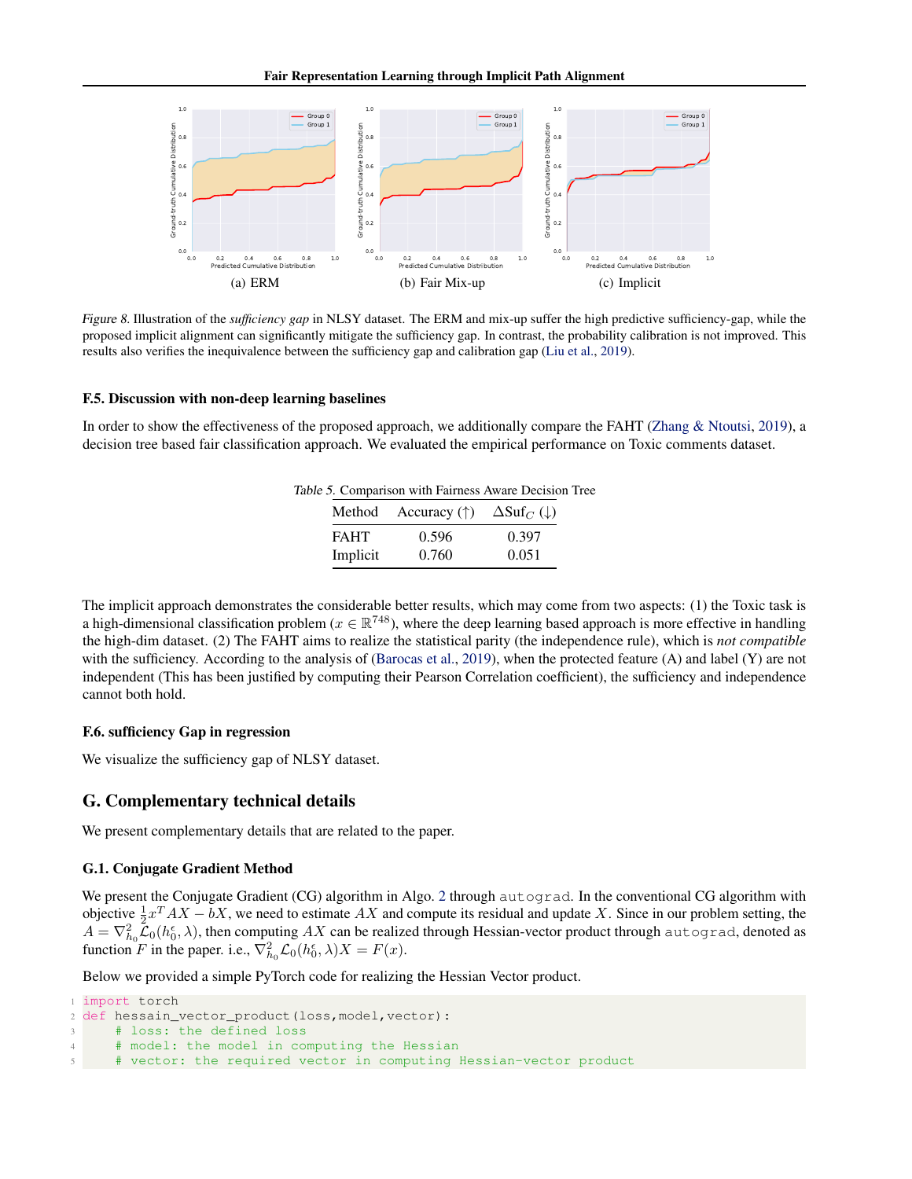(a) ERM (b) Fair Mix-up (c) Implicit

*Figure 8.* Illustration of the *sufficiency gap* in NLSY dataset. The ERM and mix-up suffer the high predictive sufficiency-gap, while the proposed implicit alignment can significantly mitigate the sufficiency gap. In contrast, the probability calibration is not improved. This results also verifies the inequivalence between the sufficiency gap and calibration gap (Liu et al., 2019).

### F.5. Discussion with non-deep learning baselines

In order to show the effectiveness of the proposed approach, we additionally compare the FAHT (Zhang & Ntoutsi, 2019), a decision tree based fair classification approach. We evaluated the empirical performance on Toxic comments dataset.

*Table 5.* Comparison with Fairness Aware Decision Tree

| Method | Accuracy (↑) | $\Delta\text{Suf}_C$ (↓) |
|---|---|---|
| FAHT | 0.596 | 0.397 |
| Implicit | 0.760 | 0.051 |

The implicit approach demonstrates the considerable better results, which may come from two aspects: (1) the Toxic task is a high-dimensional classification problem ($x \in \mathbb{R}^{748}$), where the deep learning based approach is more effective in handling the high-dim dataset. (2) The FAHT aims to realize the statistical parity (the independence rule), which is *not compatible* with the sufficiency. According to the analysis of (Barocas et al., 2019), when the protected feature (A) and label (Y) are not independent (This has been justified by computing their Pearson Correlation coefficient), the sufficiency and independence cannot both hold.

### F.6. sufficiency Gap in regression

We visualize the sufficiency gap of NLSY dataset.

## G. Complementary technical details

We present complementary details that are related to the paper.

### G.1. Conjugate Gradient Method

We present the Conjugate Gradient (CG) algorithm in Algo. 2 through `autograd`. In the conventional CG algorithm with objective $\frac{1}{2}x^T AX - bX$, we need to estimate $AX$ and compute its residual and update $X$. Since in our problem setting, the $A = \nabla^2_{h_0} \mathcal{L}_0(h^\epsilon_0, \lambda)$, then computing $AX$ can be realized through Hessian-vector product through `autograd`, denoted as function $F$ in the paper. i.e., $\nabla^2_{h_0} \mathcal{L}_0(h^\epsilon_0, \lambda) X = F(x)$.

Below we provided a simple PyTorch code for realizing the Hessian Vector product.

```
import torch
def hessain_vector_product(loss,model,vector):
    # loss: the defined loss
    # model: the model in computing the Hessian
    # vector: the required vector in computing Hessian-vector product
```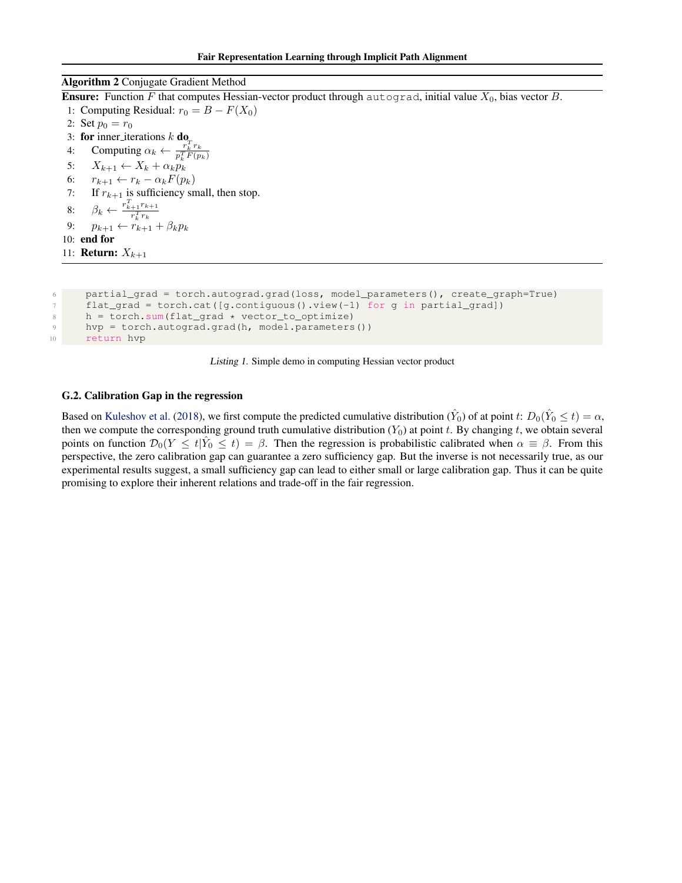**Algorithm 2** Conjugate Gradient Method

**Ensure:** Function $F$ that computes Hessian-vector product through `autograd`, initial value $X_0$, bias vector $B$.

1: Computing Residual: $r_0 = B - F(X_0)$
2: Set $p_0 = r_0$
3: **for** inner_iterations $k$ **do**
4: Computing $\alpha_k \leftarrow \frac{r_k^T r_k}{p_k^T F(p_k)}$
5: $X_{k+1} \leftarrow X_k + \alpha_k p_k$
6: $r_{k+1} \leftarrow r_k - \alpha_k F(p_k)$
7: If $r_{k+1}$ is sufficiency small, then stop.
8: $\beta_k \leftarrow \frac{r_{k+1}^T r_{k+1}}{r_k^T r_k}$
9: $p_{k+1} \leftarrow r_{k+1} + \beta_k p_k$
10: **end for**
11: **Return:** $X_{k+1}$

```
    partial_grad = torch.autograd.grad(loss, model_parameters(), create_graph=True)
    flat_grad = torch.cat([g.contiguous().view(-1) for g in partial_grad])
    h = torch.sum(flat_grad * vector_to_optimize)
    hvp = torch.autograd.grad(h, model.parameters())
    return hvp
```

*Listing 1.* Simple demo in computing Hessian vector product

### G.2. Calibration Gap in the regression

Based on Kuleshov et al. (2018), we first compute the predicted cumulative distribution ($\hat{Y}_0$) of at point $t$: $D_0(\hat{Y}_0 \leq t) = \alpha$, then we compute the corresponding ground truth cumulative distribution ($Y_0$) at point $t$. By changing $t$, we obtain several points on function $\mathcal{D}_0(Y \leq t | \hat{Y}_0 \leq t) = \beta$. Then the regression is probabilistic calibrated when $\alpha \equiv \beta$. From this perspective, the zero calibration gap can guarantee a zero sufficiency gap. But the inverse is not necessarily true, as our experimental results suggest, a small sufficiency gap can lead to either small or large calibration gap. Thus it can be quite promising to explore their inherent relations and trade-off in the fair regression.